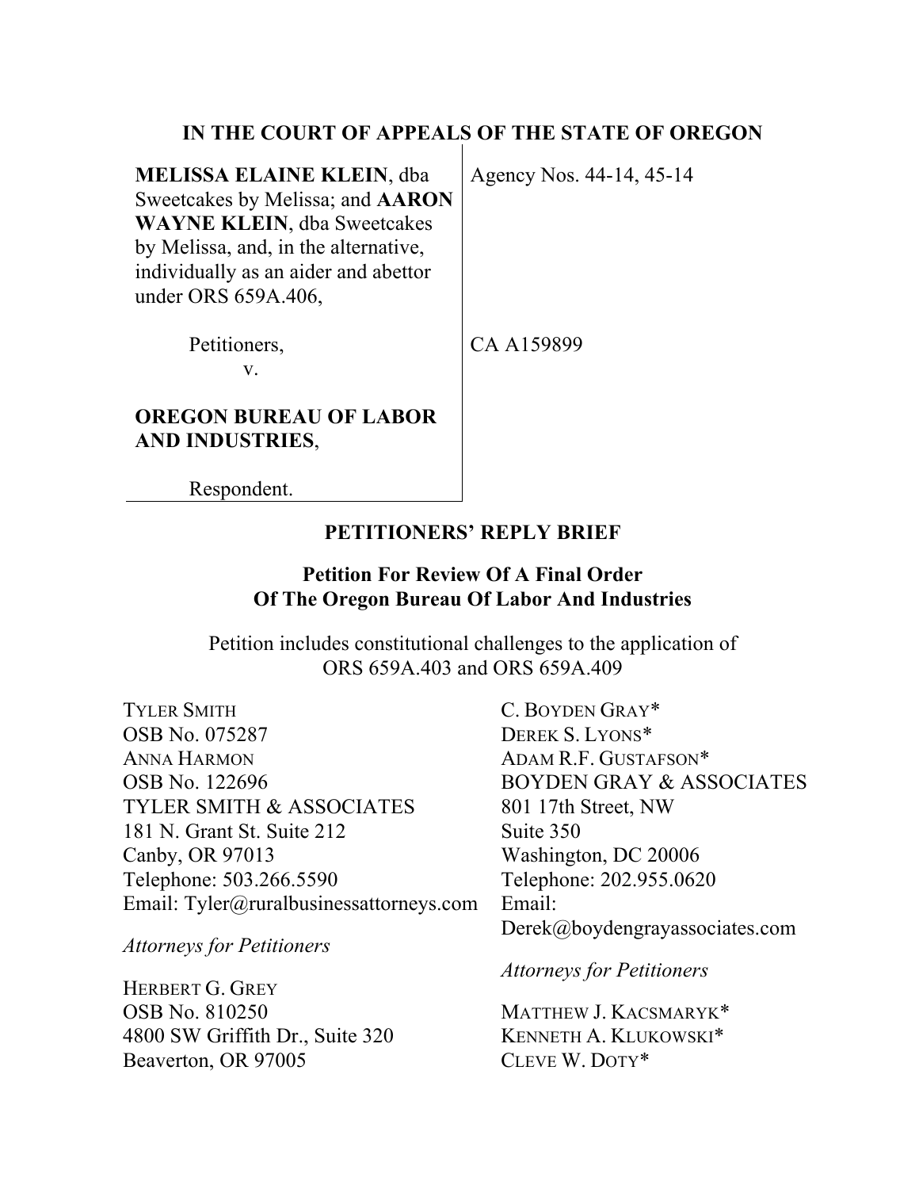# IN THE COURT OF APPEALS OF THE STATE OF OREGON

**MELISSA ELAINE KLEIN**, dba Sweetcakes by Melissa; and **AARON WAYNE KLEIN**, dba Sweetcakes by Melissa, and, in the alternative, individually as an aider and abettor under ORS 659A.406,

Petitioners,

v.

**OREGON BUREAU OF LABOR AND INDUSTRIES**,

Respondent.

Agency Nos. 44-14, 45-14

CA A159899

## PETITIONERS' REPLY BRIEF

**Petition For Review Of A Final Order Of The Oregon Bureau Of Labor And Industries**

Petition includes constitutional challenges to the application of ORS 659A.403 and ORS 659A.409

TYLER SMITH
OSB No. 075287
ANNA HARMON
OSB No. 122696
TYLER SMITH & ASSOCIATES
181 N. Grant St. Suite 212
Canby, OR 97013
Telephone: 503.266.5590
Email: Tyler@ruralbusinessattorneys.com

*Attorneys for Petitioners*

HERBERT G. GREY
OSB No. 810250
4800 SW Griffith Dr., Suite 320
Beaverton, OR 97005

C. BOYDEN GRAY*
DEREK S. LYONS*
ADAM R.F. GUSTAFSON*
BOYDEN GRAY & ASSOCIATES
801 17th Street, NW
Suite 350
Washington, DC 20006
Telephone: 202.955.0620
Email: Derek@boydengrayassociates.com

*Attorneys for Petitioners*

MATTHEW J. KACSMARYK*
KENNETH A. KLUKOWSKI*
CLEVE W. DOTY*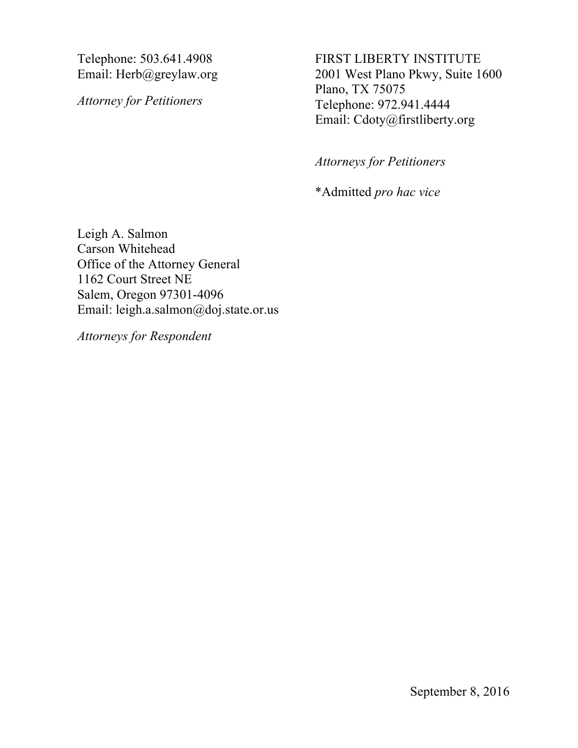Telephone: 503.641.4908
Email: Herb@greylaw.org

*Attorney for Petitioners*

FIRST LIBERTY INSTITUTE
2001 West Plano Pkwy, Suite 1600
Plano, TX 75075
Telephone: 972.941.4444
Email: Cdoty@firstliberty.org

*Attorneys for Petitioners*

*Admitted *pro hac vice*

Leigh A. Salmon
Carson Whitehead
Office of the Attorney General
1162 Court Street NE
Salem, Oregon 97301-4096
Email: leigh.a.salmon@doj.state.or.us

*Attorneys for Respondent*

September 8, 2016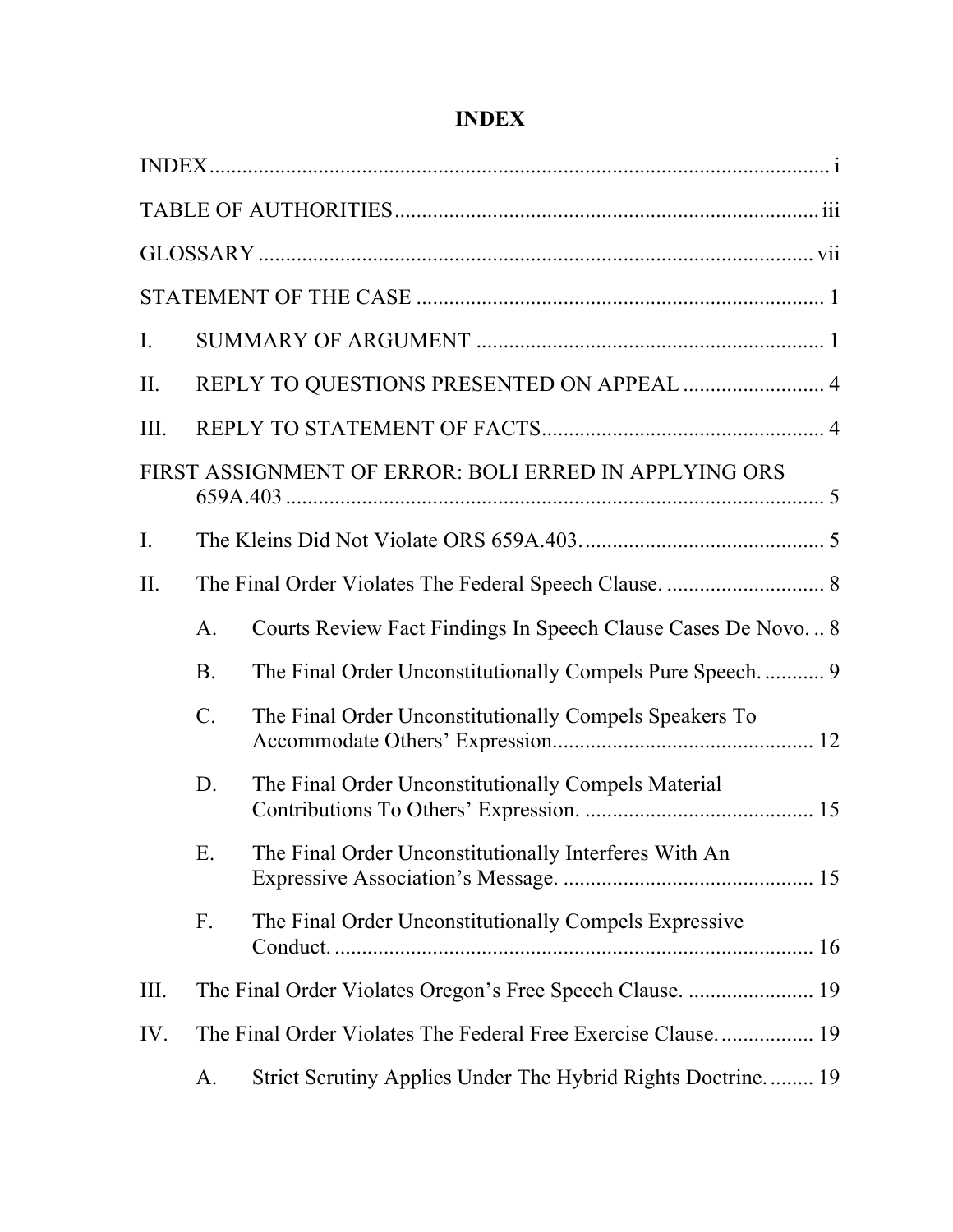# INDEX

INDEX ........................................................................................................ i

TABLE OF AUTHORITIES ............................................................................ iii

GLOSSARY ................................................................................................. vii

STATEMENT OF THE CASE ........................................................................ 1

I. SUMMARY OF ARGUMENT .................................................................. 1

II. REPLY TO QUESTIONS PRESENTED ON APPEAL ............................ 4

III. REPLY TO STATEMENT OF FACTS ..................................................... 4

FIRST ASSIGNMENT OF ERROR: BOLI ERRED IN APPLYING ORS 659A.403 ........................................................................................................ 5

I. The Kleins Did Not Violate ORS 659A.403. ............................................. 5

II. The Final Order Violates The Federal Speech Clause. ............................. 8

- A. Courts Review Fact Findings In Speech Clause Cases De Novo. .. 8
- B. The Final Order Unconstitutionally Compels Pure Speech. ........... 9
- C. The Final Order Unconstitutionally Compels Speakers To Accommodate Others' Expression. ............................................... 12
- D. The Final Order Unconstitutionally Compels Material Contributions To Others' Expression. .......................................... 15
- E. The Final Order Unconstitutionally Interferes With An Expressive Association's Message. ............................................. 15
- F. The Final Order Unconstitutionally Compels Expressive Conduct. ...................................................................................... 16

III. The Final Order Violates Oregon's Free Speech Clause. ....................... 19

IV. The Final Order Violates The Federal Free Exercise Clause. ................. 19

- A. Strict Scrutiny Applies Under The Hybrid Rights Doctrine. ......... 19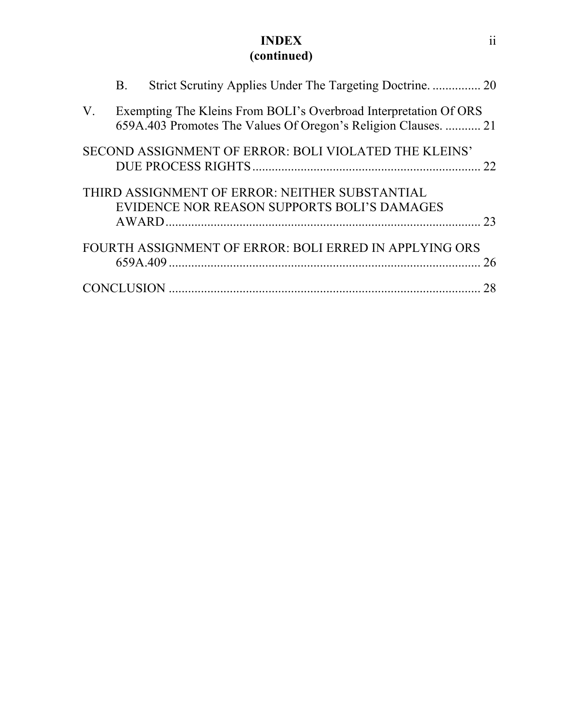**INDEX**
**(continued)**

B. Strict Scrutiny Applies Under The Targeting Doctrine. ............... 20

V. Exempting The Kleins From BOLI's Overbroad Interpretation Of ORS 659A.403 Promotes The Values Of Oregon's Religion Clauses. ........... 21

SECOND ASSIGNMENT OF ERROR: BOLI VIOLATED THE KLEINS' DUE PROCESS RIGHTS ....................................................................... 22

THIRD ASSIGNMENT OF ERROR: NEITHER SUBSTANTIAL EVIDENCE NOR REASON SUPPORTS BOLI'S DAMAGES AWARD .................................................................................................. 23

FOURTH ASSIGNMENT OF ERROR: BOLI ERRED IN APPLYING ORS 659A.409 .................................................................................................. 26

CONCLUSION .................................................................................................. 28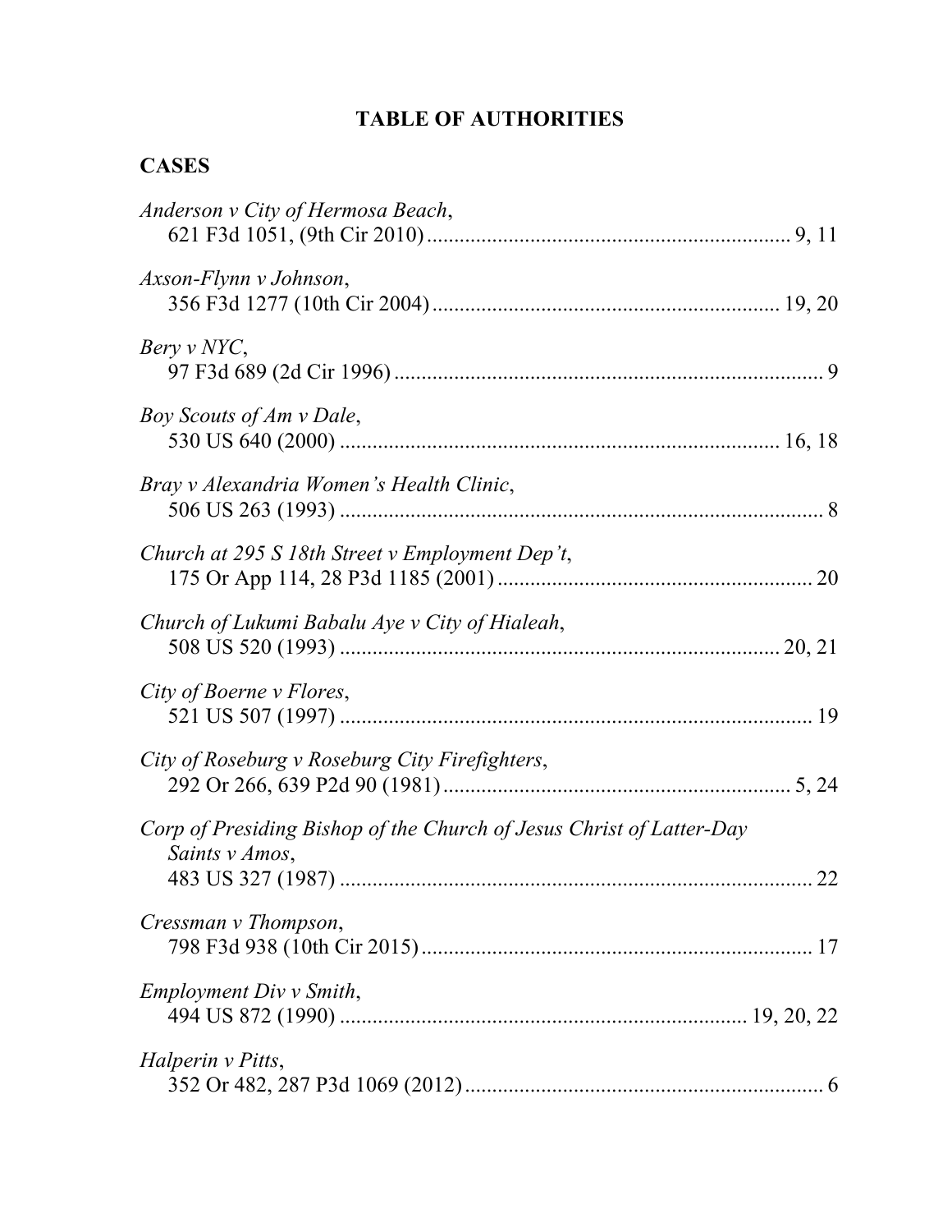# TABLE OF AUTHORITIES

## CASES

*Anderson v City of Hermosa Beach*,
621 F3d 1051, (9th Cir 2010) .................................................................. 9, 11

*Axson-Flynn v Johnson*,
356 F3d 1277 (10th Cir 2004) ............................................................... 19, 20

*Bery v NYC*,
97 F3d 689 (2d Cir 1996) .............................................................................. 9

*Boy Scouts of Am v Dale*,
530 US 640 (2000) ................................................................................ 16, 18

*Bray v Alexandria Women's Health Clinic*,
506 US 263 (1993) ........................................................................................ 8

*Church at 295 S 18th Street v Employment Dep't*,
175 Or App 114, 28 P3d 1185 (2001) ......................................................... 20

*Church of Lukumi Babalu Aye v City of Hialeah*,
508 US 520 (1993) ................................................................................ 20, 21

*City of Boerne v Flores*,
521 US 507 (1997) ...................................................................................... 19

*City of Roseburg v Roseburg City Firefighters*,
292 Or 266, 639 P2d 90 (1981) ................................................................ 5, 24

*Corp of Presiding Bishop of the Church of Jesus Christ of Latter-Day Saints v Amos*,
483 US 327 (1987) ...................................................................................... 22

*Cressman v Thompson*,
798 F3d 938 (10th Cir 2015) ....................................................................... 17

*Employment Div v Smith*,
494 US 872 (1990) .......................................................................... 19, 20, 22

*Halperin v Pitts*,
352 Or 482, 287 P3d 1069 (2012) ................................................................. 6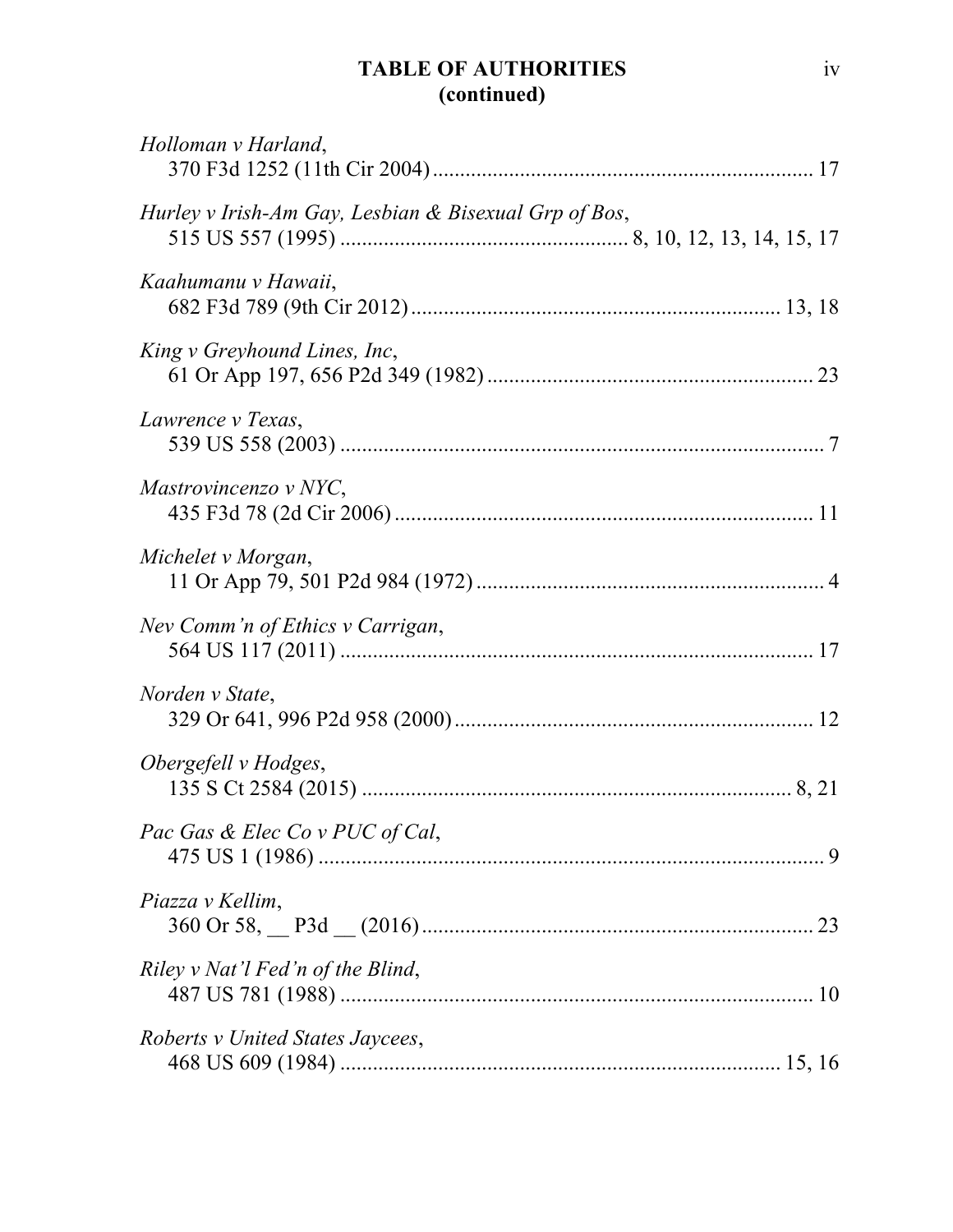**TABLE OF AUTHORITIES**
**(continued)**

*Holloman v Harland*,
370 F3d 1252 (11th Cir 2004) .................................................................... 17

*Hurley v Irish-Am Gay, Lesbian & Bisexual Grp of Bos*,
515 US 557 (1995) .................................................... 8, 10, 12, 13, 14, 15, 17

*Kaahumanu v Hawaii*,
682 F3d 789 (9th Cir 2012) .................................................................. 13, 18

*King v Greyhound Lines, Inc*,
61 Or App 197, 656 P2d 349 (1982) ........................................................... 23

*Lawrence v Texas*,
539 US 558 (2003) ......................................................................................... 7

*Mastrovincenzo v NYC*,
435 F3d 78 (2d Cir 2006) ............................................................................ 11

*Michelet v Morgan*,
11 Or App 79, 501 P2d 984 (1972) ............................................................... 4

*Nev Comm'n of Ethics v Carrigan*,
564 US 117 (2011) ....................................................................................... 17

*Norden v State*,
329 Or 641, 996 P2d 958 (2000) .................................................................. 12

*Obergefell v Hodges*,
135 S Ct 2584 (2015) ................................................................................ 8, 21

*Pac Gas & Elec Co v PUC of Cal*,
475 US 1 (1986) ............................................................................................ 9

*Piazza v Kellim*,
360 Or 58, __ P3d __ (2016) ........................................................................ 23

*Riley v Nat'l Fed'n of the Blind*,
487 US 781 (1988) ....................................................................................... 10

*Roberts v United States Jaycees*,
468 US 609 (1984) ................................................................................. 15, 16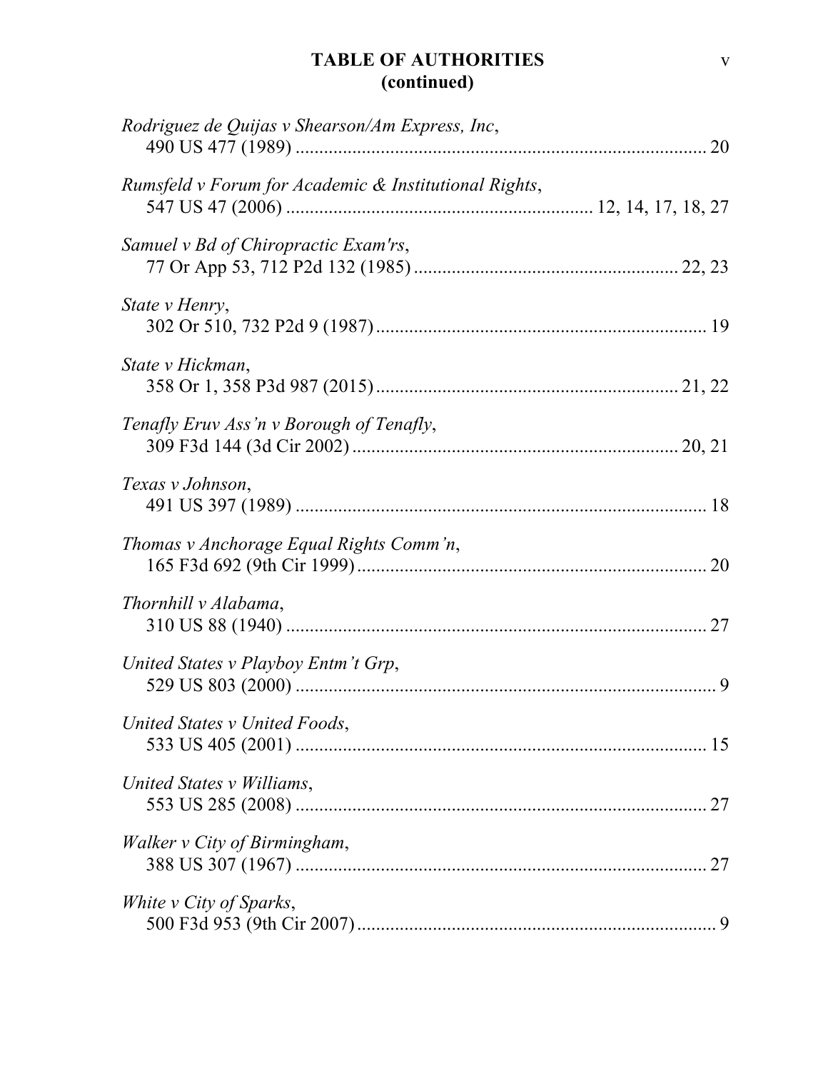**TABLE OF AUTHORITIES**
**(continued)**

*Rodriguez de Quijas v Shearson/Am Express, Inc*,
490 US 477 (1989) ........................................................................................ 20

*Rumsfeld v Forum for Academic & Institutional Rights*,
547 US 47 (2006) ................................................................ 12, 14, 17, 18, 27

*Samuel v Bd of Chiropractic Exam'rs*,
77 Or App 53, 712 P2d 132 (1985) ........................................................ 22, 23

*State v Henry*,
302 Or 510, 732 P2d 9 (1987) ....................................................................... 19

*State v Hickman*,
358 Or 1, 358 P3d 987 (2015) ................................................................ 21, 22

*Tenafly Eruv Ass'n v Borough of Tenafly*,
309 F3d 144 (3d Cir 2002) ...................................................................... 20, 21

*Texas v Johnson*,
491 US 397 (1989) ........................................................................................ 18

*Thomas v Anchorage Equal Rights Comm'n*,
165 F3d 692 (9th Cir 1999) ........................................................................... 20

*Thornhill v Alabama*,
310 US 88 (1940) .......................................................................................... 27

*United States v Playboy Entm't Grp*,
529 US 803 (2000) .......................................................................................... 9

*United States v United Foods*,
533 US 405 (2001) ........................................................................................ 15

*United States v Williams*,
553 US 285 (2008) ........................................................................................ 27

*Walker v City of Birmingham*,
388 US 307 (1967) ........................................................................................ 27

*White v City of Sparks*,
500 F3d 953 (9th Cir 2007) ............................................................................. 9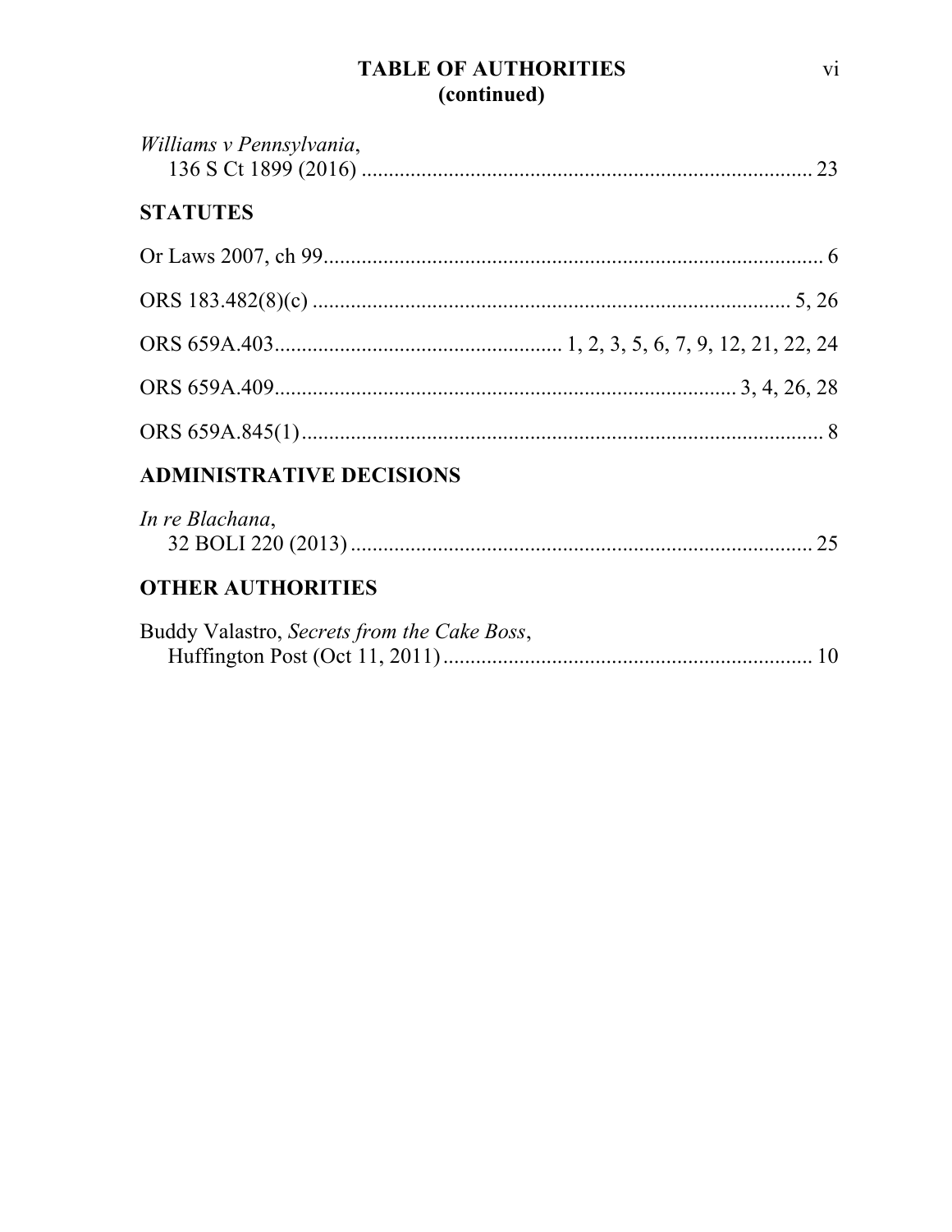# TABLE OF AUTHORITIES (continued)

*Williams v Pennsylvania*,
136 S Ct 1899 (2016) .................................................................................. 23

## STATUTES

Or Laws 2007, ch 99........................................................................................... 6

ORS 183.482(8)(c) ....................................................................................... 5, 26

ORS 659A.403.................................................... 1, 2, 3, 5, 6, 7, 9, 12, 21, 22, 24

ORS 659A.409.................................................................................... 3, 4, 26, 28

ORS 659A.845(1)................................................................................................ 8

## ADMINISTRATIVE DECISIONS

*In re Blachana*,
32 BOLI 220 (2013) ..................................................................................... 25

## OTHER AUTHORITIES

Buddy Valastro, *Secrets from the Cake Boss*,
Huffington Post (Oct 11, 2011) .................................................................... 10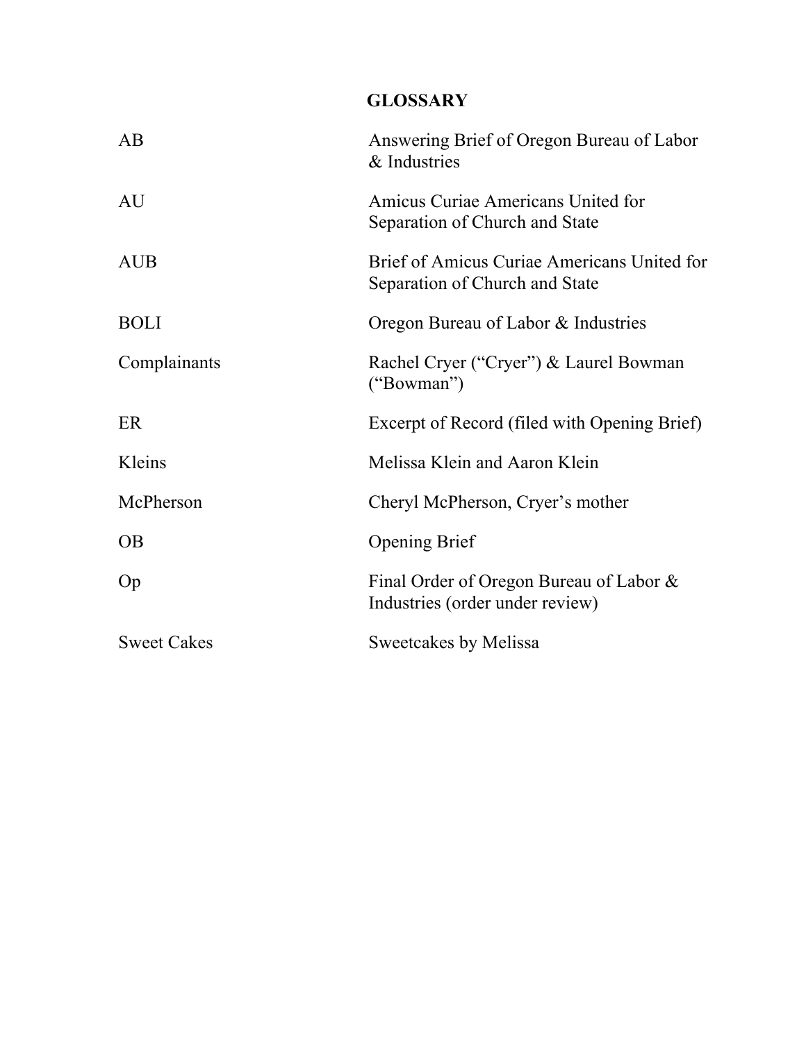## GLOSSARY

| | |
|---|---|
| AB | Answering Brief of Oregon Bureau of Labor & Industries |
| AU | Amicus Curiae Americans United for Separation of Church and State |
| AUB | Brief of Amicus Curiae Americans United for Separation of Church and State |
| BOLI | Oregon Bureau of Labor & Industries |
| Complainants | Rachel Cryer ("Cryer") & Laurel Bowman ("Bowman") |
| ER | Excerpt of Record (filed with Opening Brief) |
| Kleins | Melissa Klein and Aaron Klein |
| McPherson | Cheryl McPherson, Cryer's mother |
| OB | Opening Brief |
| Op | Final Order of Oregon Bureau of Labor & Industries (order under review) |
| Sweet Cakes | Sweetcakes by Melissa |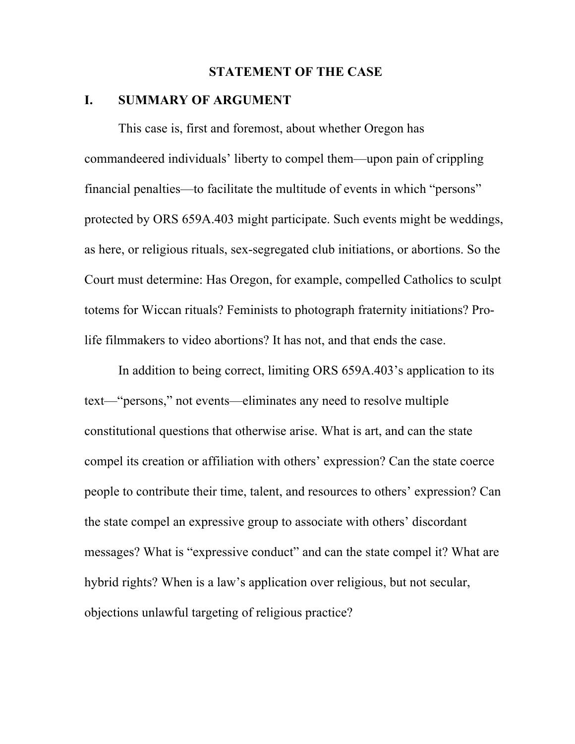## STATEMENT OF THE CASE

### I. SUMMARY OF ARGUMENT

This case is, first and foremost, about whether Oregon has commandeered individuals' liberty to compel them—upon pain of crippling financial penalties—to facilitate the multitude of events in which "persons" protected by ORS 659A.403 might participate. Such events might be weddings, as here, or religious rituals, sex-segregated club initiations, or abortions. So the Court must determine: Has Oregon, for example, compelled Catholics to sculpt totems for Wiccan rituals? Feminists to photograph fraternity initiations? Pro-life filmmakers to video abortions? It has not, and that ends the case.

In addition to being correct, limiting ORS 659A.403's application to its text—"persons," not events—eliminates any need to resolve multiple constitutional questions that otherwise arise. What is art, and can the state compel its creation or affiliation with others' expression? Can the state coerce people to contribute their time, talent, and resources to others' expression? Can the state compel an expressive group to associate with others' discordant messages? What is "expressive conduct" and can the state compel it? What are hybrid rights? When is a law's application over religious, but not secular, objections unlawful targeting of religious practice?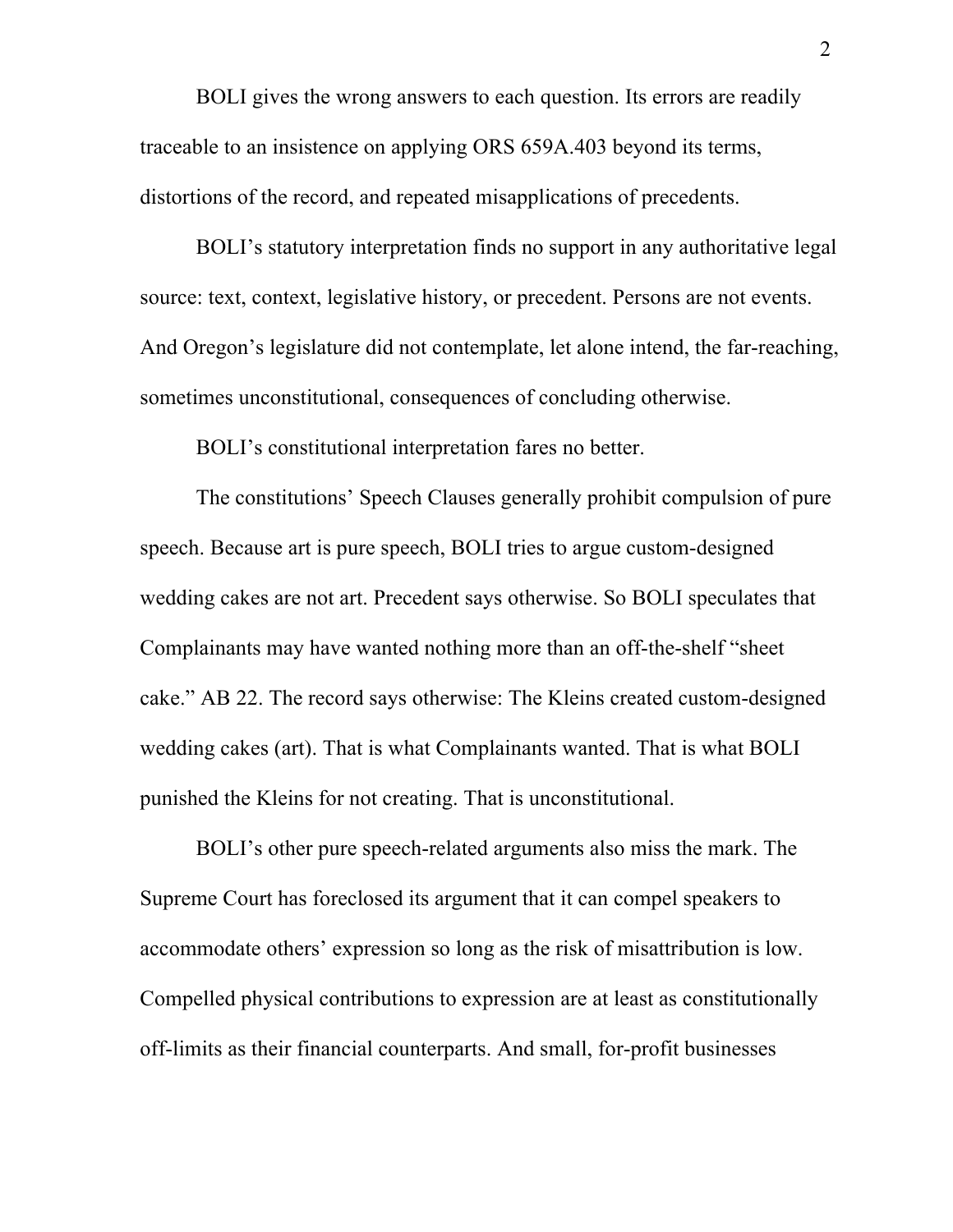BOLI gives the wrong answers to each question. Its errors are readily traceable to an insistence on applying ORS 659A.403 beyond its terms, distortions of the record, and repeated misapplications of precedents.

BOLI's statutory interpretation finds no support in any authoritative legal source: text, context, legislative history, or precedent. Persons are not events. And Oregon's legislature did not contemplate, let alone intend, the far-reaching, sometimes unconstitutional, consequences of concluding otherwise.

BOLI's constitutional interpretation fares no better.

The constitutions' Speech Clauses generally prohibit compulsion of pure speech. Because art is pure speech, BOLI tries to argue custom-designed wedding cakes are not art. Precedent says otherwise. So BOLI speculates that Complainants may have wanted nothing more than an off-the-shelf "sheet cake." AB 22. The record says otherwise: The Kleins created custom-designed wedding cakes (art). That is what Complainants wanted. That is what BOLI punished the Kleins for not creating. That is unconstitutional.

BOLI's other pure speech-related arguments also miss the mark. The Supreme Court has foreclosed its argument that it can compel speakers to accommodate others' expression so long as the risk of misattribution is low. Compelled physical contributions to expression are at least as constitutionally off-limits as their financial counterparts. And small, for-profit businesses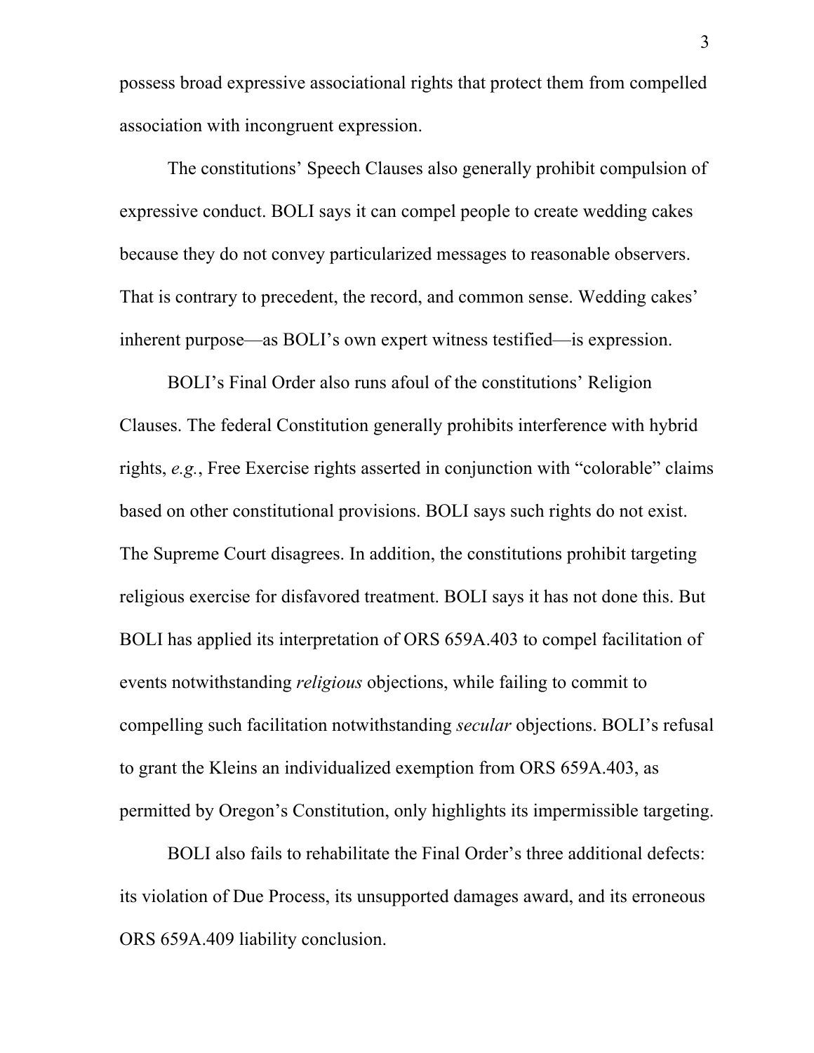possess broad expressive associational rights that protect them from compelled association with incongruent expression.

The constitutions' Speech Clauses also generally prohibit compulsion of expressive conduct. BOLI says it can compel people to create wedding cakes because they do not convey particularized messages to reasonable observers. That is contrary to precedent, the record, and common sense. Wedding cakes' inherent purpose—as BOLI's own expert witness testified—is expression.

BOLI's Final Order also runs afoul of the constitutions' Religion Clauses. The federal Constitution generally prohibits interference with hybrid rights, *e.g.*, Free Exercise rights asserted in conjunction with "colorable" claims based on other constitutional provisions. BOLI says such rights do not exist. The Supreme Court disagrees. In addition, the constitutions prohibit targeting religious exercise for disfavored treatment. BOLI says it has not done this. But BOLI has applied its interpretation of ORS 659A.403 to compel facilitation of events notwithstanding *religious* objections, while failing to commit to compelling such facilitation notwithstanding *secular* objections. BOLI's refusal to grant the Kleins an individualized exemption from ORS 659A.403, as permitted by Oregon's Constitution, only highlights its impermissible targeting.

BOLI also fails to rehabilitate the Final Order's three additional defects: its violation of Due Process, its unsupported damages award, and its erroneous ORS 659A.409 liability conclusion.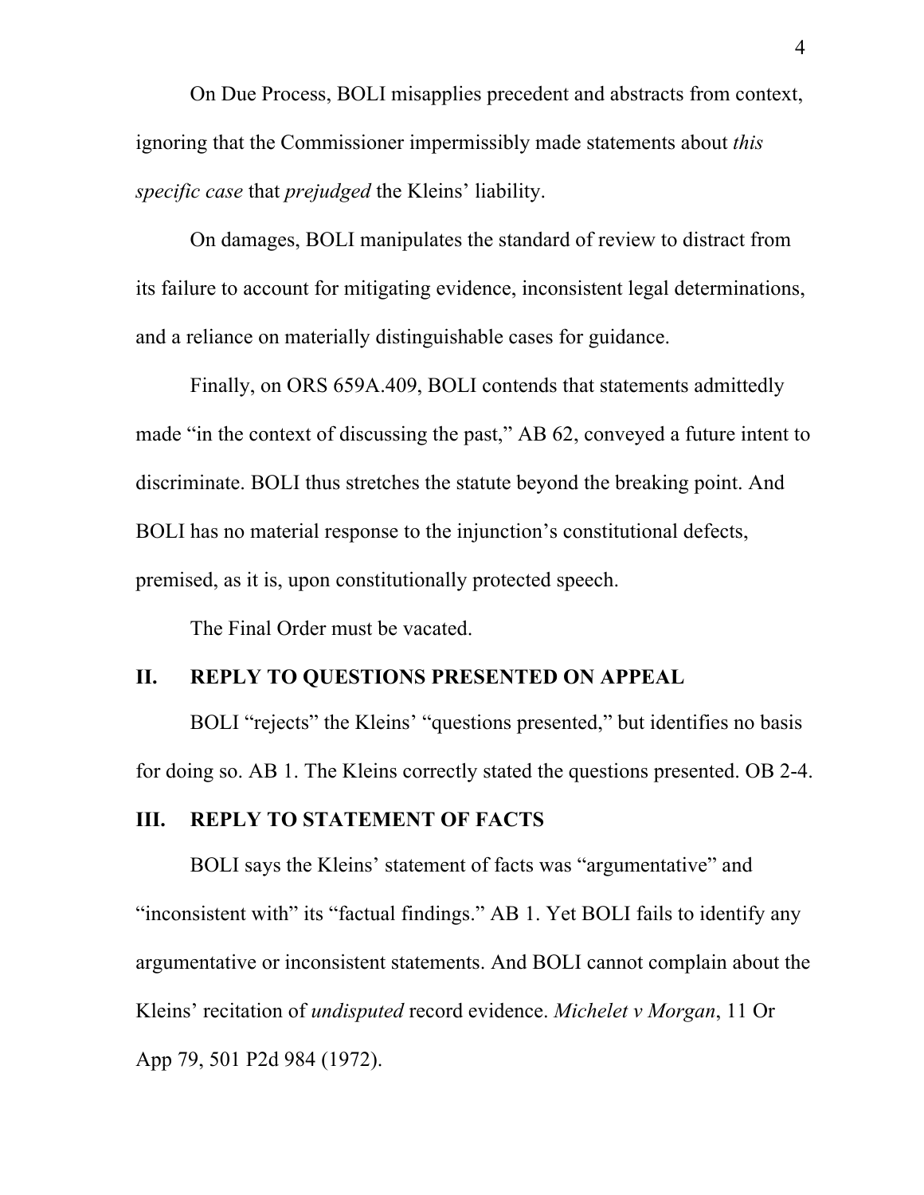On Due Process, BOLI misapplies precedent and abstracts from context, ignoring that the Commissioner impermissibly made statements about *this specific case* that *prejudged* the Kleins' liability.

On damages, BOLI manipulates the standard of review to distract from its failure to account for mitigating evidence, inconsistent legal determinations, and a reliance on materially distinguishable cases for guidance.

Finally, on ORS 659A.409, BOLI contends that statements admittedly made "in the context of discussing the past," AB 62, conveyed a future intent to discriminate. BOLI thus stretches the statute beyond the breaking point. And BOLI has no material response to the injunction's constitutional defects, premised, as it is, upon constitutionally protected speech.

The Final Order must be vacated.

## II. REPLY TO QUESTIONS PRESENTED ON APPEAL

BOLI "rejects" the Kleins' "questions presented," but identifies no basis for doing so. AB 1. The Kleins correctly stated the questions presented. OB 2-4.

## III. REPLY TO STATEMENT OF FACTS

BOLI says the Kleins' statement of facts was "argumentative" and "inconsistent with" its "factual findings." AB 1. Yet BOLI fails to identify any argumentative or inconsistent statements. And BOLI cannot complain about the Kleins' recitation of *undisputed* record evidence. *Michelet v Morgan*, 11 Or App 79, 501 P2d 984 (1972).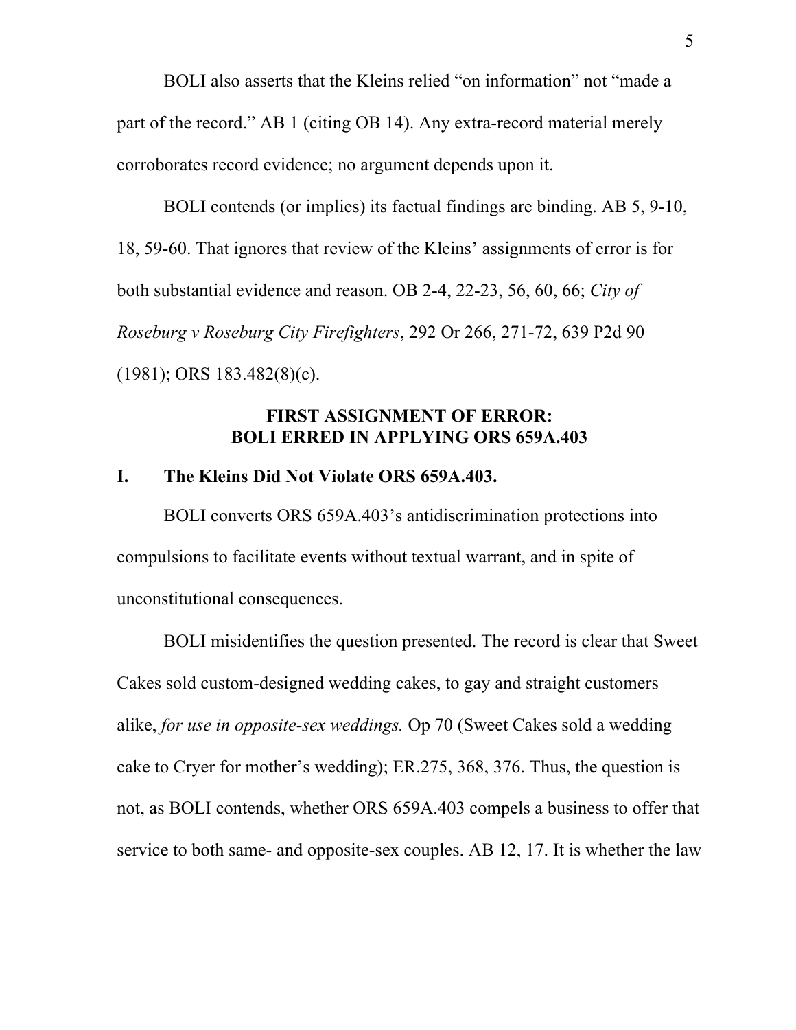BOLI also asserts that the Kleins relied "on information" not "made a part of the record." AB 1 (citing OB 14). Any extra-record material merely corroborates record evidence; no argument depends upon it.

BOLI contends (or implies) its factual findings are binding. AB 5, 9-10, 18, 59-60. That ignores that review of the Kleins' assignments of error is for both substantial evidence and reason. OB 2-4, 22-23, 56, 60, 66; *City of Roseburg v Roseburg City Firefighters*, 292 Or 266, 271-72, 639 P2d 90 (1981); ORS 183.482(8)(c).

## FIRST ASSIGNMENT OF ERROR: BOLI ERRED IN APPLYING ORS 659A.403

### I. The Kleins Did Not Violate ORS 659A.403.

BOLI converts ORS 659A.403's antidiscrimination protections into compulsions to facilitate events without textual warrant, and in spite of unconstitutional consequences.

BOLI misidentifies the question presented. The record is clear that Sweet Cakes sold custom-designed wedding cakes, to gay and straight customers alike, *for use in opposite-sex weddings.* Op 70 (Sweet Cakes sold a wedding cake to Cryer for mother's wedding); ER.275, 368, 376. Thus, the question is not, as BOLI contends, whether ORS 659A.403 compels a business to offer that service to both same- and opposite-sex couples. AB 12, 17. It is whether the law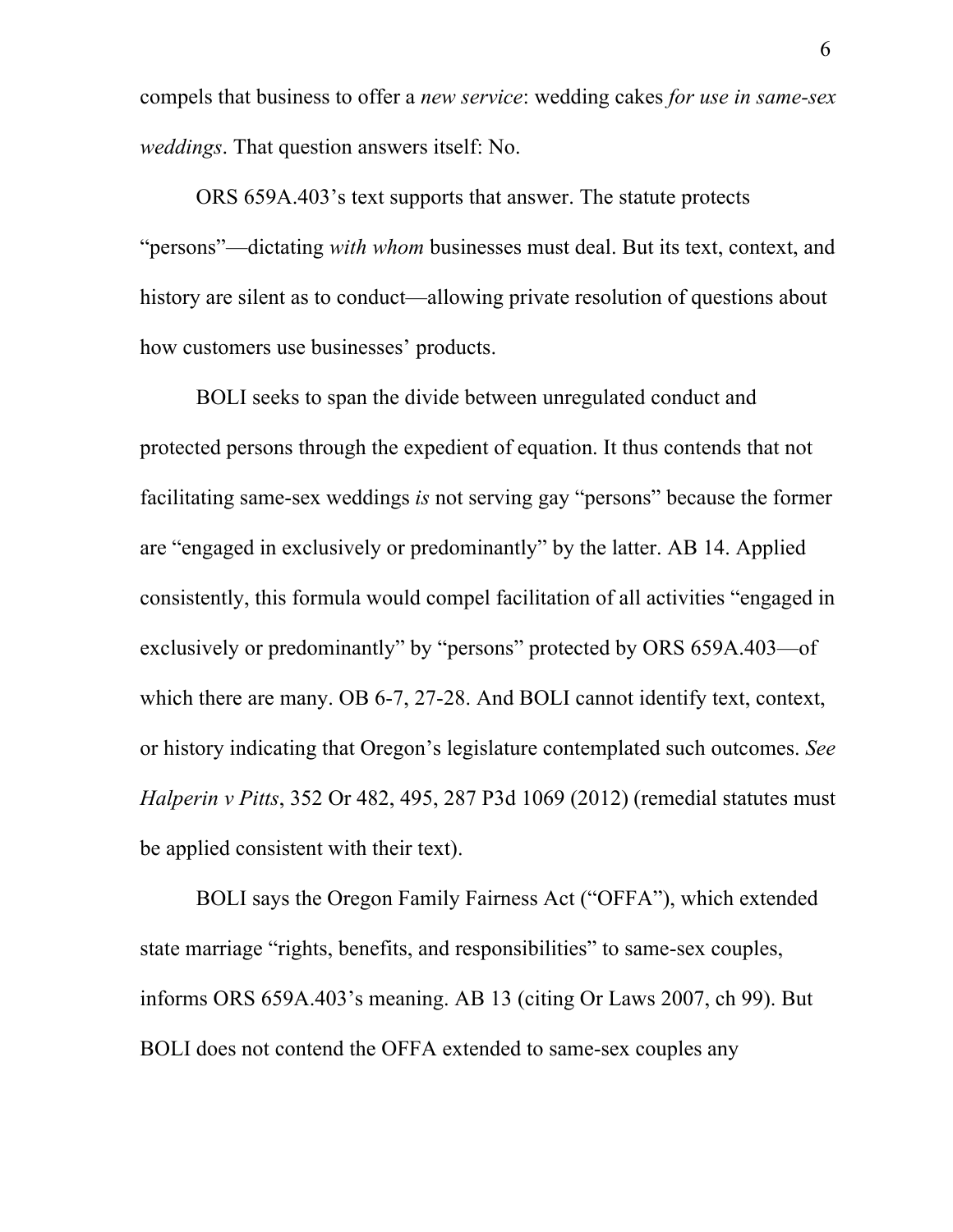compels that business to offer a *new service*: wedding cakes *for use in same-sex weddings*. That question answers itself: No.

ORS 659A.403's text supports that answer. The statute protects "persons"—dictating *with whom* businesses must deal. But its text, context, and history are silent as to conduct—allowing private resolution of questions about how customers use businesses' products.

BOLI seeks to span the divide between unregulated conduct and protected persons through the expedient of equation. It thus contends that not facilitating same-sex weddings *is* not serving gay "persons" because the former are "engaged in exclusively or predominantly" by the latter. AB 14. Applied consistently, this formula would compel facilitation of all activities "engaged in exclusively or predominantly" by "persons" protected by ORS 659A.403—of which there are many. OB 6-7, 27-28. And BOLI cannot identify text, context, or history indicating that Oregon's legislature contemplated such outcomes. *See Halperin v Pitts*, 352 Or 482, 495, 287 P3d 1069 (2012) (remedial statutes must be applied consistent with their text).

BOLI says the Oregon Family Fairness Act ("OFFA"), which extended state marriage "rights, benefits, and responsibilities" to same-sex couples, informs ORS 659A.403's meaning. AB 13 (citing Or Laws 2007, ch 99). But BOLI does not contend the OFFA extended to same-sex couples any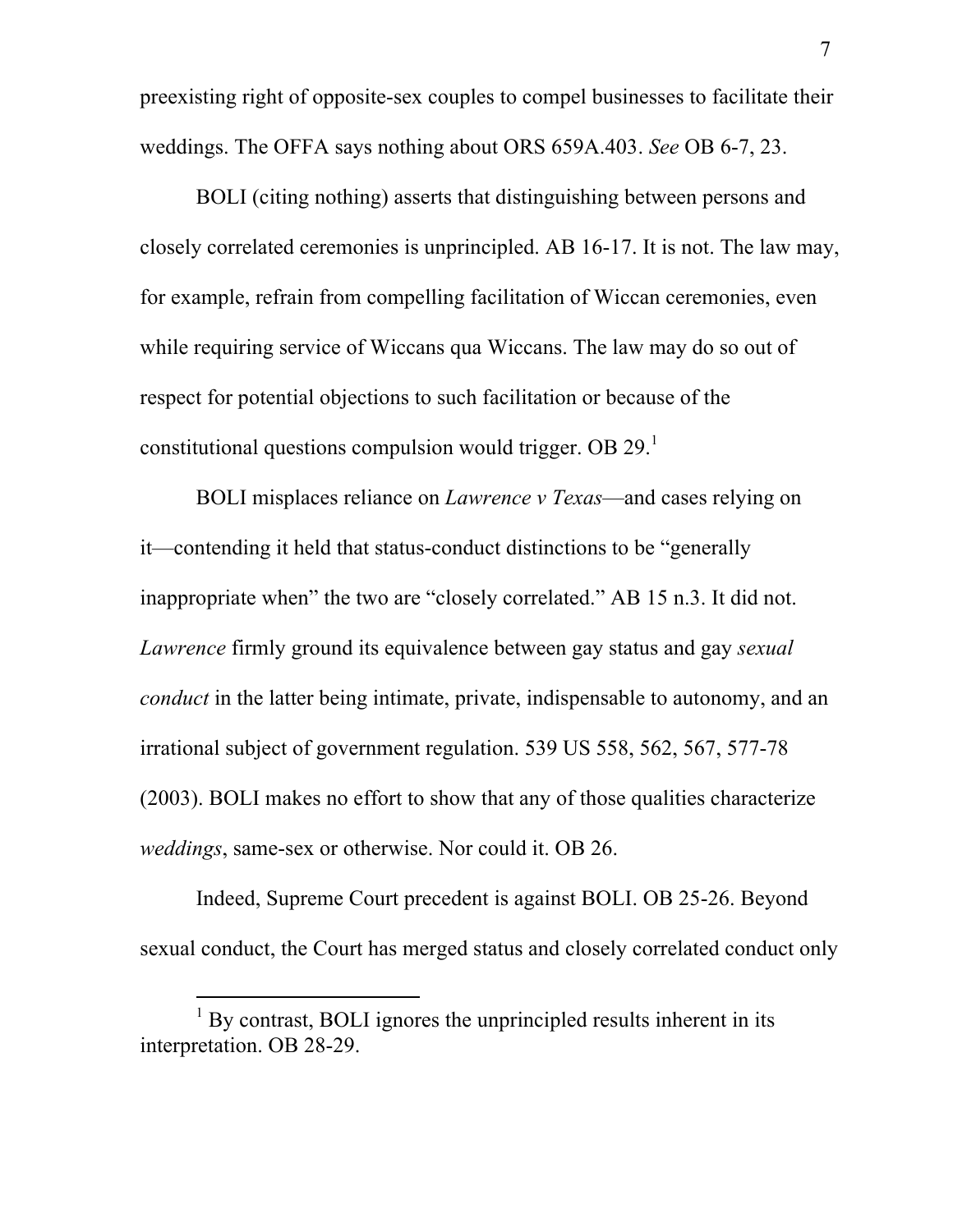preexisting right of opposite-sex couples to compel businesses to facilitate their weddings. The OFFA says nothing about ORS 659A.403. *See* OB 6-7, 23.

BOLI (citing nothing) asserts that distinguishing between persons and closely correlated ceremonies is unprincipled. AB 16-17. It is not. The law may, for example, refrain from compelling facilitation of Wiccan ceremonies, even while requiring service of Wiccans qua Wiccans. The law may do so out of respect for potential objections to such facilitation or because of the constitutional questions compulsion would trigger. OB 29.[1]

BOLI misplaces reliance on *Lawrence v Texas*—and cases relying on it—contending it held that status-conduct distinctions to be "generally inappropriate when" the two are "closely correlated." AB 15 n.3. It did not. *Lawrence* firmly ground its equivalence between gay status and gay *sexual conduct* in the latter being intimate, private, indispensable to autonomy, and an irrational subject of government regulation. 539 US 558, 562, 567, 577-78 (2003). BOLI makes no effort to show that any of those qualities characterize *weddings*, same-sex or otherwise. Nor could it. OB 26.

Indeed, Supreme Court precedent is against BOLI. OB 25-26. Beyond sexual conduct, the Court has merged status and closely correlated conduct only

[1] By contrast, BOLI ignores the unprincipled results inherent in its interpretation. OB 28-29.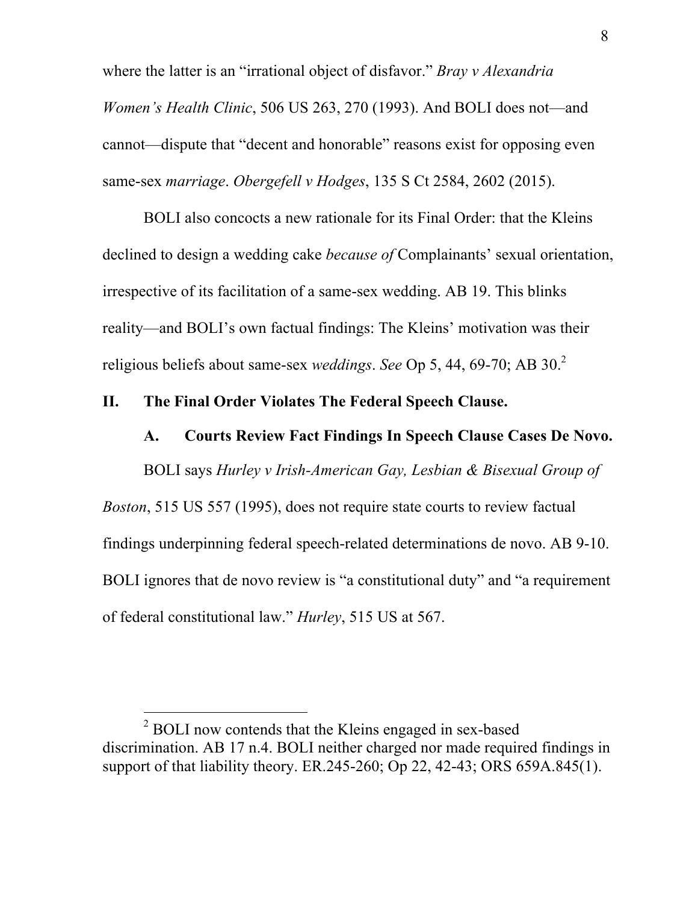where the latter is an "irrational object of disfavor." *Bray v Alexandria Women's Health Clinic*, 506 US 263, 270 (1993). And BOLI does not—and cannot—dispute that "decent and honorable" reasons exist for opposing even same-sex *marriage*. *Obergefell v Hodges*, 135 S Ct 2584, 2602 (2015).

BOLI also concocts a new rationale for its Final Order: that the Kleins declined to design a wedding cake *because of* Complainants' sexual orientation, irrespective of its facilitation of a same-sex wedding. AB 19. This blinks reality—and BOLI's own factual findings: The Kleins' motivation was their religious beliefs about same-sex *weddings*. *See* Op 5, 44, 69-70; AB 30.[2]

## II. The Final Order Violates The Federal Speech Clause.

### A. Courts Review Fact Findings In Speech Clause Cases De Novo.

BOLI says *Hurley v Irish-American Gay, Lesbian & Bisexual Group of Boston*, 515 US 557 (1995), does not require state courts to review factual findings underpinning federal speech-related determinations de novo. AB 9-10. BOLI ignores that de novo review is "a constitutional duty" and "a requirement of federal constitutional law." *Hurley*, 515 US at 567.

[2] BOLI now contends that the Kleins engaged in sex-based discrimination. AB 17 n.4. BOLI neither charged nor made required findings in support of that liability theory. ER.245-260; Op 22, 42-43; ORS 659A.845(1).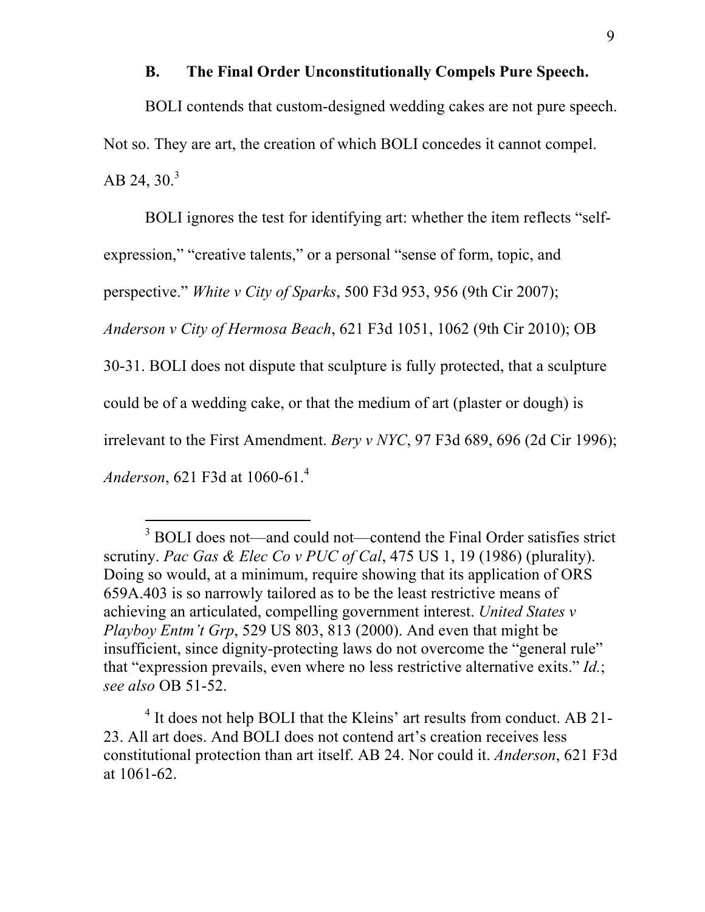### B. The Final Order Unconstitutionally Compels Pure Speech.

BOLI contends that custom-designed wedding cakes are not pure speech. Not so. They are art, the creation of which BOLI concedes it cannot compel. AB 24, 30.[3]

BOLI ignores the test for identifying art: whether the item reflects "self-expression," "creative talents," or a personal "sense of form, topic, and perspective." *White v City of Sparks*, 500 F3d 953, 956 (9th Cir 2007); *Anderson v City of Hermosa Beach*, 621 F3d 1051, 1062 (9th Cir 2010); OB 30-31. BOLI does not dispute that sculpture is fully protected, that a sculpture could be of a wedding cake, or that the medium of art (plaster or dough) is irrelevant to the First Amendment. *Bery v NYC*, 97 F3d 689, 696 (2d Cir 1996); *Anderson*, 621 F3d at 1060-61.[4]

---

[3] BOLI does not—and could not—contend the Final Order satisfies strict scrutiny. *Pac Gas & Elec Co v PUC of Cal*, 475 US 1, 19 (1986) (plurality). Doing so would, at a minimum, require showing that its application of ORS 659A.403 is so narrowly tailored as to be the least restrictive means of achieving an articulated, compelling government interest. *United States v Playboy Entm't Grp*, 529 US 803, 813 (2000). And even that might be insufficient, since dignity-protecting laws do not overcome the "general rule" that "expression prevails, even where no less restrictive alternative exits." *Id.*; *see also* OB 51-52.

[4] It does not help BOLI that the Kleins' art results from conduct. AB 21-23. All art does. And BOLI does not contend art's creation receives less constitutional protection than art itself. AB 24. Nor could it. *Anderson*, 621 F3d at 1061-62.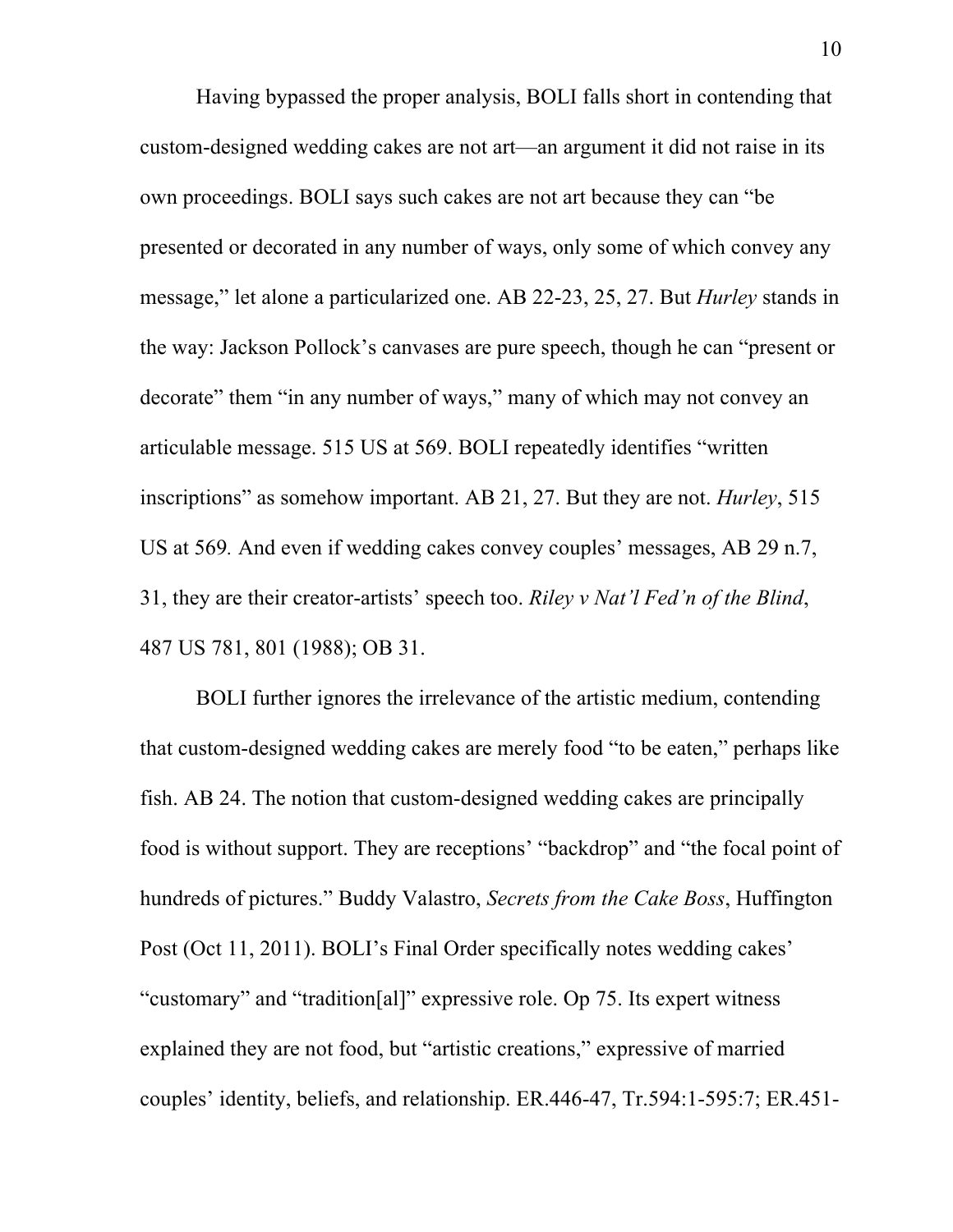Having bypassed the proper analysis, BOLI falls short in contending that custom-designed wedding cakes are not art—an argument it did not raise in its own proceedings. BOLI says such cakes are not art because they can "be presented or decorated in any number of ways, only some of which convey any message," let alone a particularized one. AB 22-23, 25, 27. But *Hurley* stands in the way: Jackson Pollock's canvases are pure speech, though he can "present or decorate" them "in any number of ways," many of which may not convey an articulable message. 515 US at 569. BOLI repeatedly identifies "written inscriptions" as somehow important. AB 21, 27. But they are not. *Hurley*, 515 US at 569. And even if wedding cakes convey couples' messages, AB 29 n.7, 31, they are their creator-artists' speech too. *Riley v Nat'l Fed'n of the Blind*, 487 US 781, 801 (1988); OB 31.

BOLI further ignores the irrelevance of the artistic medium, contending that custom-designed wedding cakes are merely food "to be eaten," perhaps like fish. AB 24. The notion that custom-designed wedding cakes are principally food is without support. They are receptions' "backdrop" and "the focal point of hundreds of pictures." Buddy Valastro, *Secrets from the Cake Boss*, Huffington Post (Oct 11, 2011). BOLI's Final Order specifically notes wedding cakes' "customary" and "tradition[al]" expressive role. Op 75. Its expert witness explained they are not food, but "artistic creations," expressive of married couples' identity, beliefs, and relationship. ER.446-47, Tr.594:1-595:7; ER.451-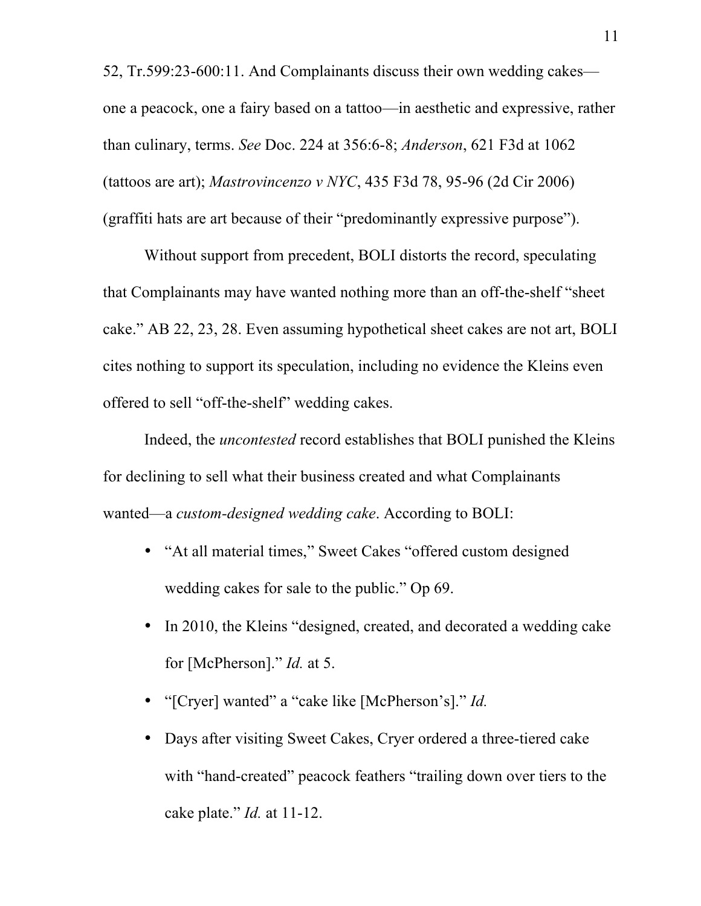52, Tr.599:23-600:11. And Complainants discuss their own wedding cakes—one a peacock, one a fairy based on a tattoo—in aesthetic and expressive, rather than culinary, terms. *See* Doc. 224 at 356:6-8; *Anderson*, 621 F3d at 1062 (tattoos are art); *Mastrovincenzo v NYC*, 435 F3d 78, 95-96 (2d Cir 2006) (graffiti hats are art because of their "predominantly expressive purpose").

Without support from precedent, BOLI distorts the record, speculating that Complainants may have wanted nothing more than an off-the-shelf "sheet cake." AB 22, 23, 28. Even assuming hypothetical sheet cakes are not art, BOLI cites nothing to support its speculation, including no evidence the Kleins even offered to sell "off-the-shelf" wedding cakes.

Indeed, the *uncontested* record establishes that BOLI punished the Kleins for declining to sell what their business created and what Complainants wanted—a *custom-designed wedding cake*. According to BOLI:

- "At all material times," Sweet Cakes "offered custom designed wedding cakes for sale to the public." Op 69.
- In 2010, the Kleins "designed, created, and decorated a wedding cake for [McPherson]." *Id.* at 5.
- "[Cryer] wanted" a "cake like [McPherson's]." *Id.*
- Days after visiting Sweet Cakes, Cryer ordered a three-tiered cake with "hand-created" peacock feathers "trailing down over tiers to the cake plate." *Id.* at 11-12.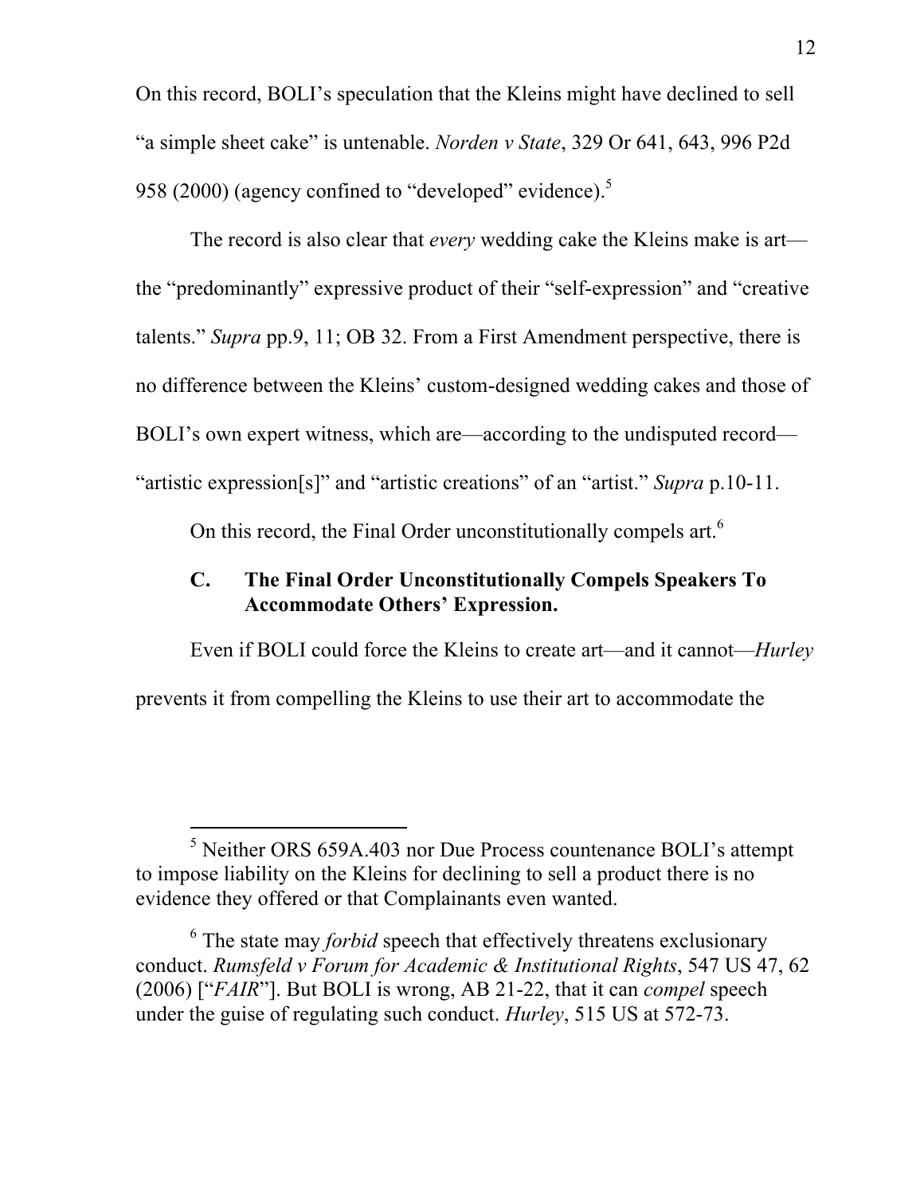On this record, BOLI's speculation that the Kleins might have declined to sell "a simple sheet cake" is untenable. *Norden v State*, 329 Or 641, 643, 996 P2d 958 (2000) (agency confined to "developed" evidence).[5]

The record is also clear that *every* wedding cake the Kleins make is art—the "predominantly" expressive product of their "self-expression" and "creative talents." *Supra* pp.9, 11; OB 32. From a First Amendment perspective, there is no difference between the Kleins' custom-designed wedding cakes and those of BOLI's own expert witness, which are—according to the undisputed record—"artistic expression[s]" and "artistic creations" of an "artist." *Supra* p.10-11.

On this record, the Final Order unconstitutionally compels art.[6]

### C. The Final Order Unconstitutionally Compels Speakers To Accommodate Others' Expression.

Even if BOLI could force the Kleins to create art—and it cannot—*Hurley* prevents it from compelling the Kleins to use their art to accommodate the

---

[5] Neither ORS 659A.403 nor Due Process countenance BOLI's attempt to impose liability on the Kleins for declining to sell a product there is no evidence they offered or that Complainants even wanted.

[6] The state may *forbid* speech that effectively threatens exclusionary conduct. *Rumsfeld v Forum for Academic & Institutional Rights*, 547 US 47, 62 (2006) ["*FAIR*"]. But BOLI is wrong, AB 21-22, that it can *compel* speech under the guise of regulating such conduct. *Hurley*, 515 US at 572-73.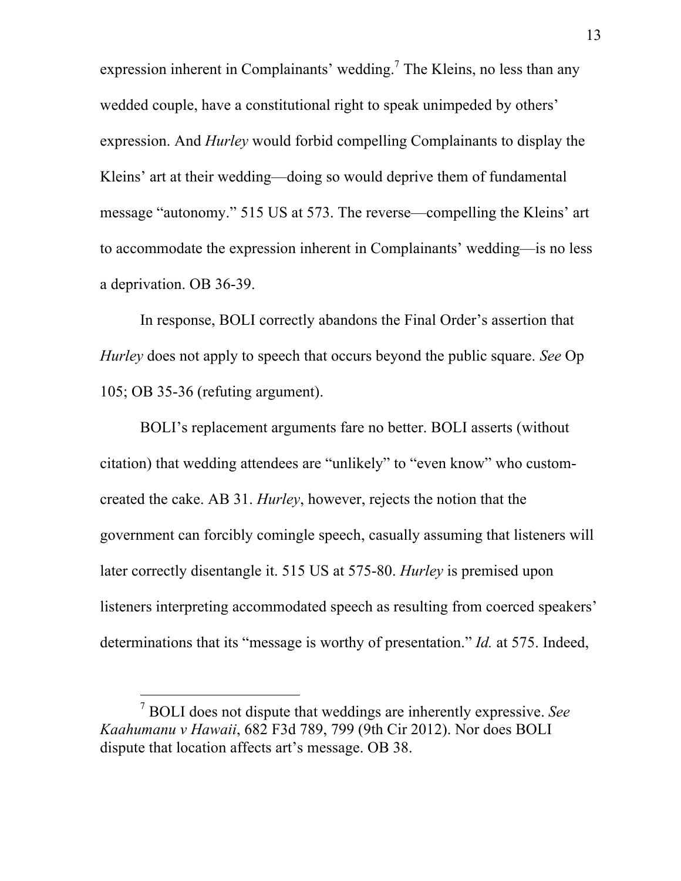expression inherent in Complainants' wedding.[7] The Kleins, no less than any wedded couple, have a constitutional right to speak unimpeded by others' expression. And *Hurley* would forbid compelling Complainants to display the Kleins' art at their wedding—doing so would deprive them of fundamental message "autonomy." 515 US at 573. The reverse—compelling the Kleins' art to accommodate the expression inherent in Complainants' wedding—is no less a deprivation. OB 36-39.

In response, BOLI correctly abandons the Final Order's assertion that *Hurley* does not apply to speech that occurs beyond the public square. *See* Op 105; OB 35-36 (refuting argument).

BOLI's replacement arguments fare no better. BOLI asserts (without citation) that wedding attendees are "unlikely" to "even know" who custom-created the cake. AB 31. *Hurley*, however, rejects the notion that the government can forcibly comingle speech, casually assuming that listeners will later correctly disentangle it. 515 US at 575-80. *Hurley* is premised upon listeners interpreting accommodated speech as resulting from coerced speakers' determinations that its "message is worthy of presentation." *Id.* at 575. Indeed,

[7] BOLI does not dispute that weddings are inherently expressive. *See Kaahumanu v Hawaii*, 682 F3d 789, 799 (9th Cir 2012). Nor does BOLI dispute that location affects art's message. OB 38.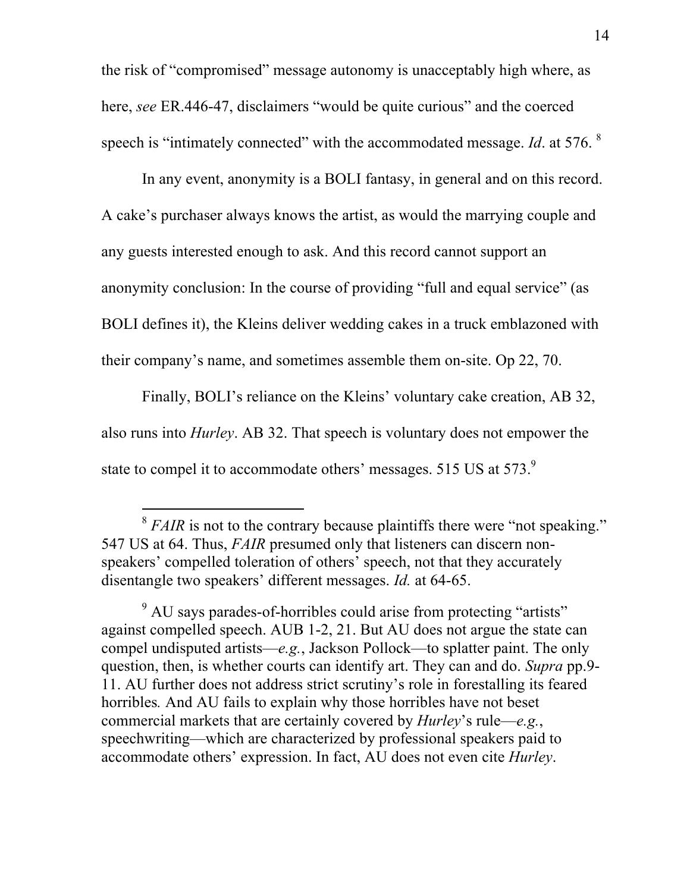the risk of "compromised" message autonomy is unacceptably high where, as here, *see* ER.446-47, disclaimers "would be quite curious" and the coerced speech is "intimately connected" with the accommodated message. *Id*. at 576. [8]

In any event, anonymity is a BOLI fantasy, in general and on this record. A cake's purchaser always knows the artist, as would the marrying couple and any guests interested enough to ask. And this record cannot support an anonymity conclusion: In the course of providing "full and equal service" (as BOLI defines it), the Kleins deliver wedding cakes in a truck emblazoned with their company's name, and sometimes assemble them on-site. Op 22, 70.

Finally, BOLI's reliance on the Kleins' voluntary cake creation, AB 32, also runs into *Hurley*. AB 32. That speech is voluntary does not empower the state to compel it to accommodate others' messages. 515 US at 573.[9]

---

[8] *FAIR* is not to the contrary because plaintiffs there were "not speaking." 547 US at 64. Thus, *FAIR* presumed only that listeners can discern non-speakers' compelled toleration of others' speech, not that they accurately disentangle two speakers' different messages. *Id.* at 64-65.

[9] AU says parades-of-horribles could arise from protecting "artists" against compelled speech. AUB 1-2, 21. But AU does not argue the state can compel undisputed artists—*e.g.*, Jackson Pollock—to splatter paint. The only question, then, is whether courts can identify art. They can and do. *Supra* pp.9-11. AU further does not address strict scrutiny's role in forestalling its feared horribles*.* And AU fails to explain why those horribles have not beset commercial markets that are certainly covered by *Hurley*'s rule—*e.g.*, speechwriting—which are characterized by professional speakers paid to accommodate others' expression. In fact, AU does not even cite *Hurley*.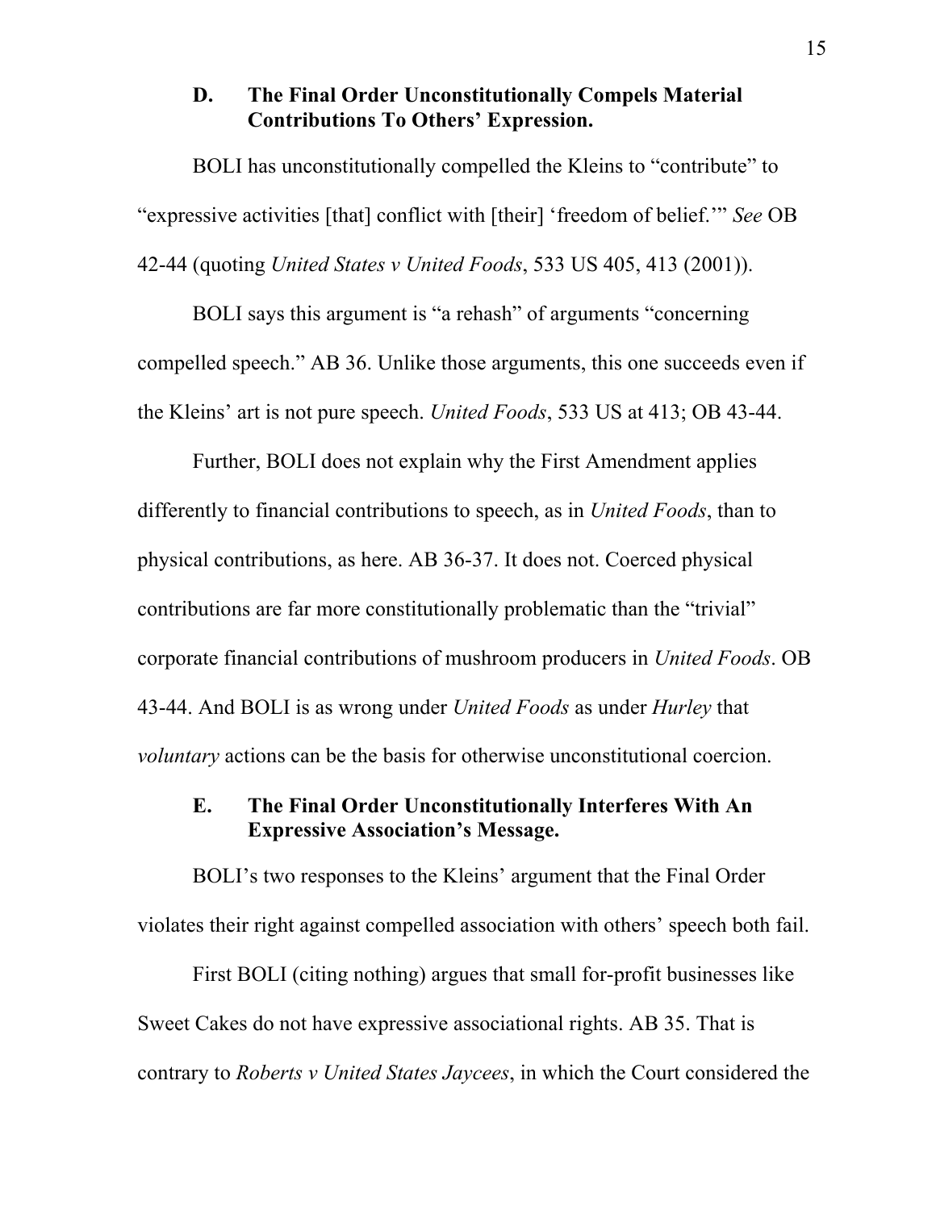### D. The Final Order Unconstitutionally Compels Material Contributions To Others' Expression.

BOLI has unconstitutionally compelled the Kleins to "contribute" to "expressive activities [that] conflict with [their] 'freedom of belief.'" *See* OB 42-44 (quoting *United States v United Foods*, 533 US 405, 413 (2001)).

BOLI says this argument is "a rehash" of arguments "concerning compelled speech." AB 36. Unlike those arguments, this one succeeds even if the Kleins' art is not pure speech. *United Foods*, 533 US at 413; OB 43-44.

Further, BOLI does not explain why the First Amendment applies differently to financial contributions to speech, as in *United Foods*, than to physical contributions, as here. AB 36-37. It does not. Coerced physical contributions are far more constitutionally problematic than the "trivial" corporate financial contributions of mushroom producers in *United Foods*. OB 43-44. And BOLI is as wrong under *United Foods* as under *Hurley* that *voluntary* actions can be the basis for otherwise unconstitutional coercion.

### E. The Final Order Unconstitutionally Interferes With An Expressive Association's Message.

BOLI's two responses to the Kleins' argument that the Final Order violates their right against compelled association with others' speech both fail.

First BOLI (citing nothing) argues that small for-profit businesses like Sweet Cakes do not have expressive associational rights. AB 35. That is contrary to *Roberts v United States Jaycees*, in which the Court considered the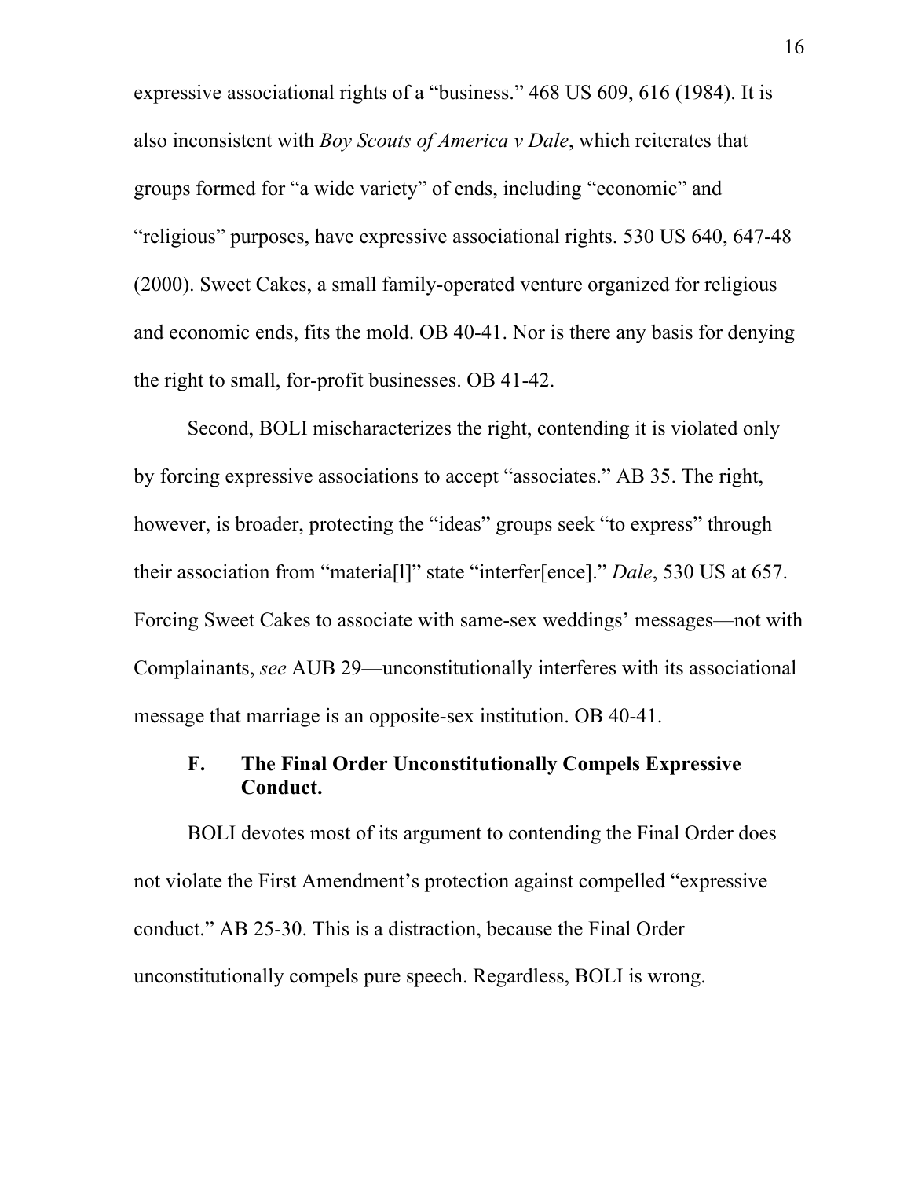expressive associational rights of a "business." 468 US 609, 616 (1984). It is also inconsistent with *Boy Scouts of America v Dale*, which reiterates that groups formed for "a wide variety" of ends, including "economic" and "religious" purposes, have expressive associational rights. 530 US 640, 647-48 (2000). Sweet Cakes, a small family-operated venture organized for religious and economic ends, fits the mold. OB 40-41. Nor is there any basis for denying the right to small, for-profit businesses. OB 41-42.

Second, BOLI mischaracterizes the right, contending it is violated only by forcing expressive associations to accept "associates." AB 35. The right, however, is broader, protecting the "ideas" groups seek "to express" through their association from "materia[l]" state "interfer[ence]." *Dale*, 530 US at 657. Forcing Sweet Cakes to associate with same-sex weddings' messages—not with Complainants, *see* AUB 29—unconstitutionally interferes with its associational message that marriage is an opposite-sex institution. OB 40-41.

### F. The Final Order Unconstitutionally Compels Expressive Conduct.

BOLI devotes most of its argument to contending the Final Order does not violate the First Amendment's protection against compelled "expressive conduct." AB 25-30. This is a distraction, because the Final Order unconstitutionally compels pure speech. Regardless, BOLI is wrong.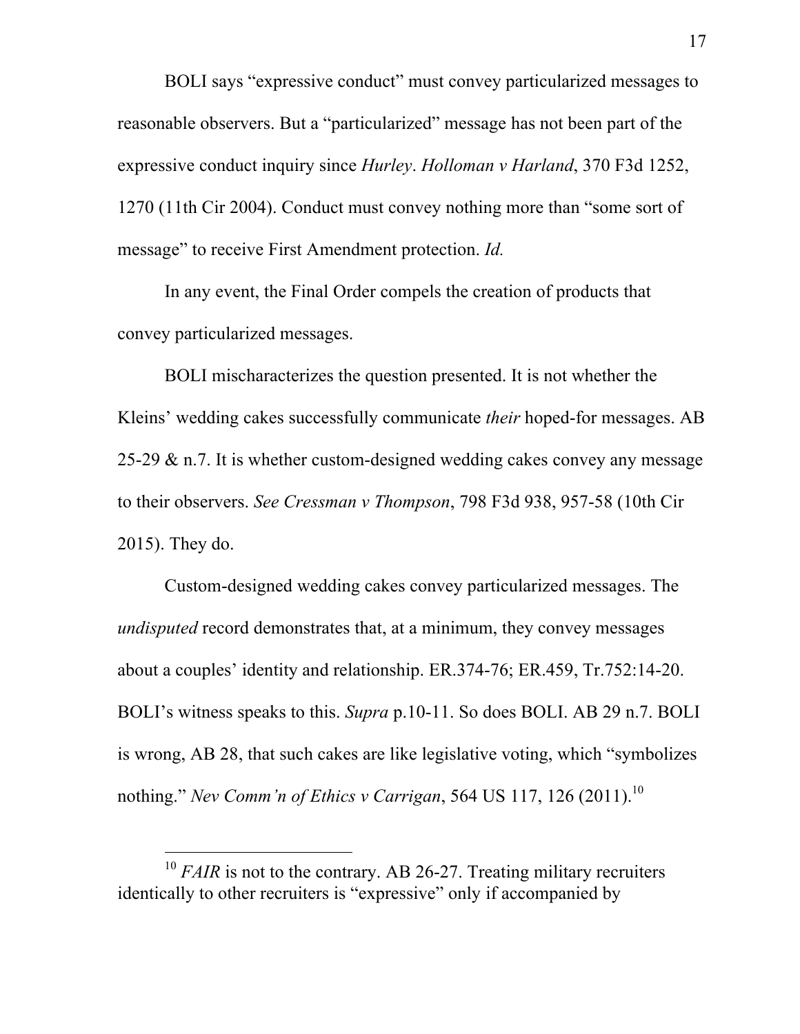BOLI says "expressive conduct" must convey particularized messages to reasonable observers. But a "particularized" message has not been part of the expressive conduct inquiry since *Hurley*. *Holloman v Harland*, 370 F3d 1252, 1270 (11th Cir 2004). Conduct must convey nothing more than "some sort of message" to receive First Amendment protection. *Id.*

In any event, the Final Order compels the creation of products that convey particularized messages.

BOLI mischaracterizes the question presented. It is not whether the Kleins' wedding cakes successfully communicate *their* hoped-for messages. AB 25-29 & n.7. It is whether custom-designed wedding cakes convey any message to their observers. *See Cressman v Thompson*, 798 F3d 938, 957-58 (10th Cir 2015). They do.

Custom-designed wedding cakes convey particularized messages. The *undisputed* record demonstrates that, at a minimum, they convey messages about a couples' identity and relationship. ER.374-76; ER.459, Tr.752:14-20. BOLI's witness speaks to this. *Supra* p.10-11. So does BOLI. AB 29 n.7. BOLI is wrong, AB 28, that such cakes are like legislative voting, which "symbolizes nothing." *Nev Comm'n of Ethics v Carrigan*, 564 US 117, 126 (2011).[10]

---

[10] *FAIR* is not to the contrary. AB 26-27. Treating military recruiters identically to other recruiters is "expressive" only if accompanied by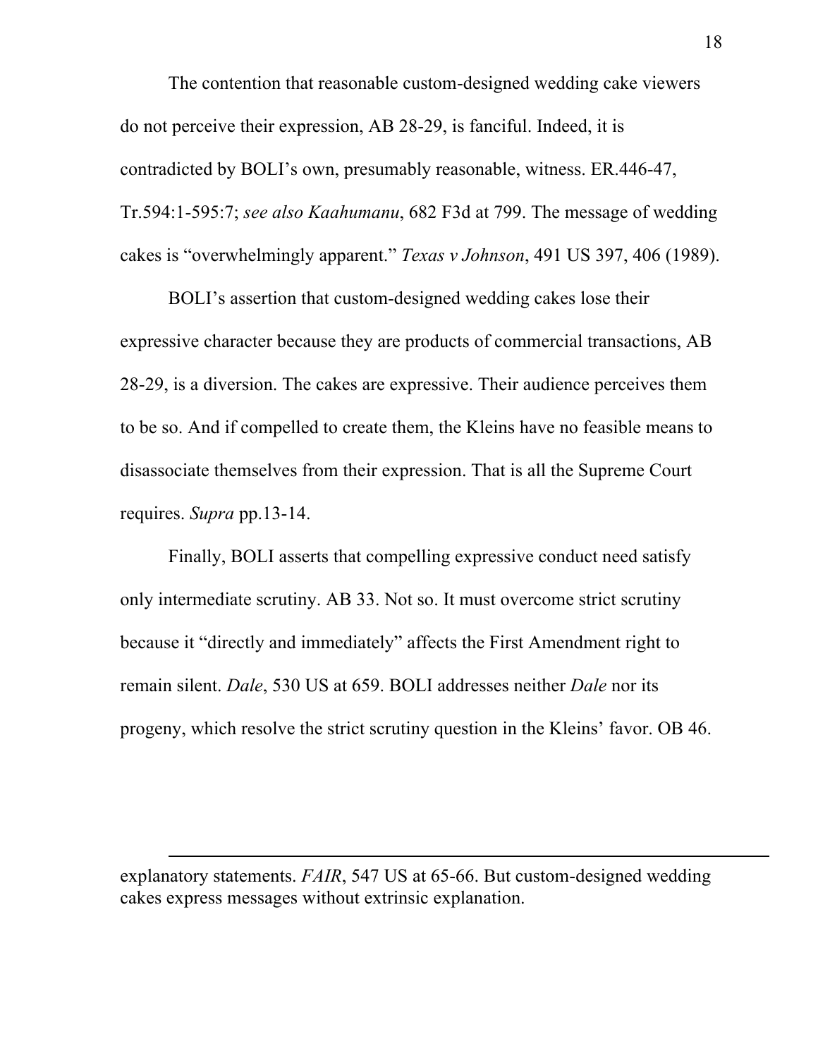The contention that reasonable custom-designed wedding cake viewers do not perceive their expression, AB 28-29, is fanciful. Indeed, it is contradicted by BOLI's own, presumably reasonable, witness. ER.446-47, Tr.594:1-595:7; *see also Kaahumanu*, 682 F3d at 799. The message of wedding cakes is "overwhelmingly apparent." *Texas v Johnson*, 491 US 397, 406 (1989).

BOLI's assertion that custom-designed wedding cakes lose their expressive character because they are products of commercial transactions, AB 28-29, is a diversion. The cakes are expressive. Their audience perceives them to be so. And if compelled to create them, the Kleins have no feasible means to disassociate themselves from their expression. That is all the Supreme Court requires. *Supra* pp.13-14.

Finally, BOLI asserts that compelling expressive conduct need satisfy only intermediate scrutiny. AB 33. Not so. It must overcome strict scrutiny because it "directly and immediately" affects the First Amendment right to remain silent. *Dale*, 530 US at 659. BOLI addresses neither *Dale* nor its progeny, which resolve the strict scrutiny question in the Kleins' favor. OB 46.

---

explanatory statements. *FAIR*, 547 US at 65-66. But custom-designed wedding cakes express messages without extrinsic explanation.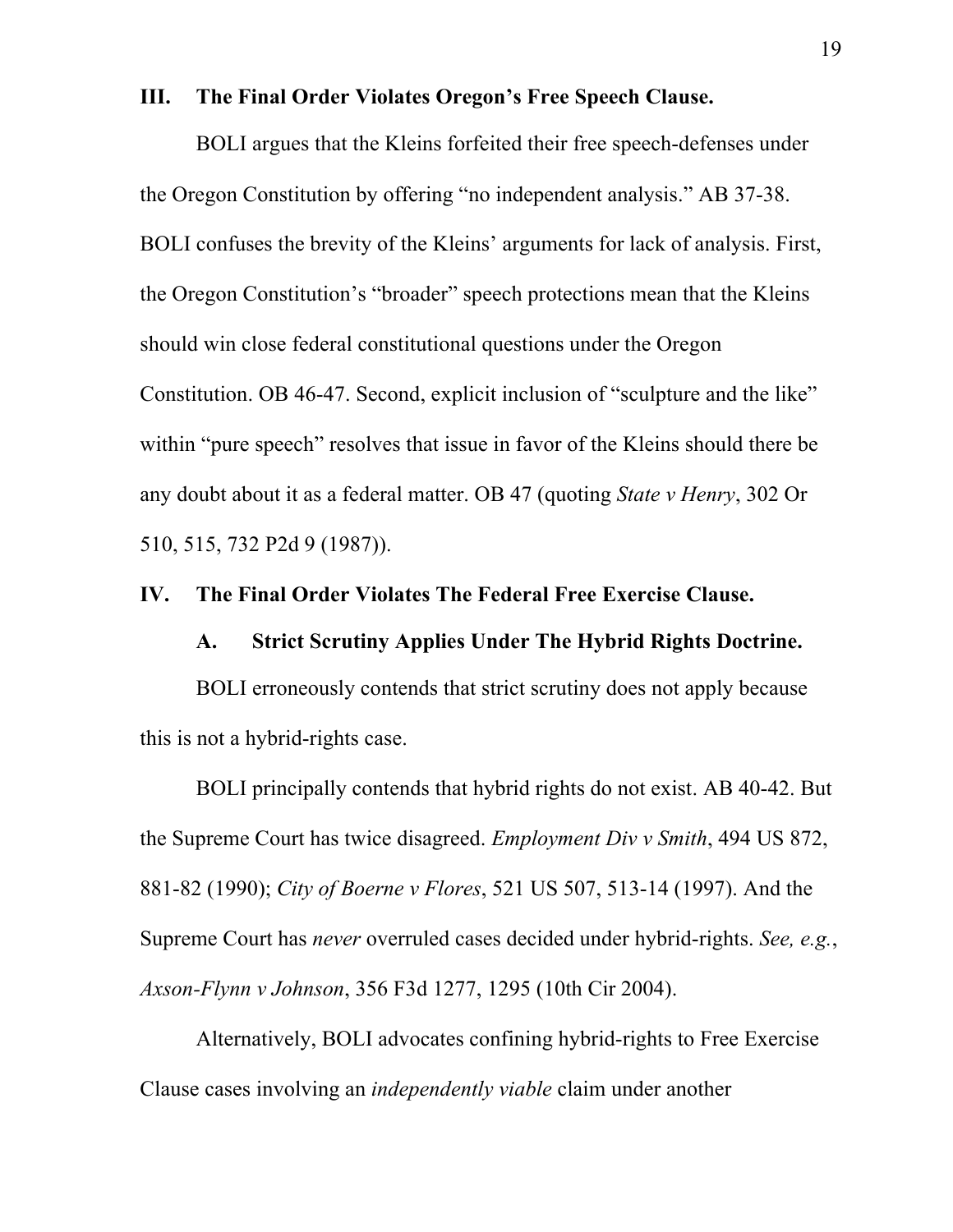## III. The Final Order Violates Oregon's Free Speech Clause.

BOLI argues that the Kleins forfeited their free speech-defenses under the Oregon Constitution by offering "no independent analysis." AB 37-38. BOLI confuses the brevity of the Kleins' arguments for lack of analysis. First, the Oregon Constitution's "broader" speech protections mean that the Kleins should win close federal constitutional questions under the Oregon Constitution. OB 46-47. Second, explicit inclusion of "sculpture and the like" within "pure speech" resolves that issue in favor of the Kleins should there be any doubt about it as a federal matter. OB 47 (quoting *State v Henry*, 302 Or 510, 515, 732 P2d 9 (1987)).

## IV. The Final Order Violates The Federal Free Exercise Clause.

### A. Strict Scrutiny Applies Under The Hybrid Rights Doctrine.

BOLI erroneously contends that strict scrutiny does not apply because this is not a hybrid-rights case.

BOLI principally contends that hybrid rights do not exist. AB 40-42. But the Supreme Court has twice disagreed. *Employment Div v Smith*, 494 US 872, 881-82 (1990); *City of Boerne v Flores*, 521 US 507, 513-14 (1997). And the Supreme Court has *never* overruled cases decided under hybrid-rights. *See, e.g.*, *Axson-Flynn v Johnson*, 356 F3d 1277, 1295 (10th Cir 2004).

Alternatively, BOLI advocates confining hybrid-rights to Free Exercise Clause cases involving an *independently viable* claim under another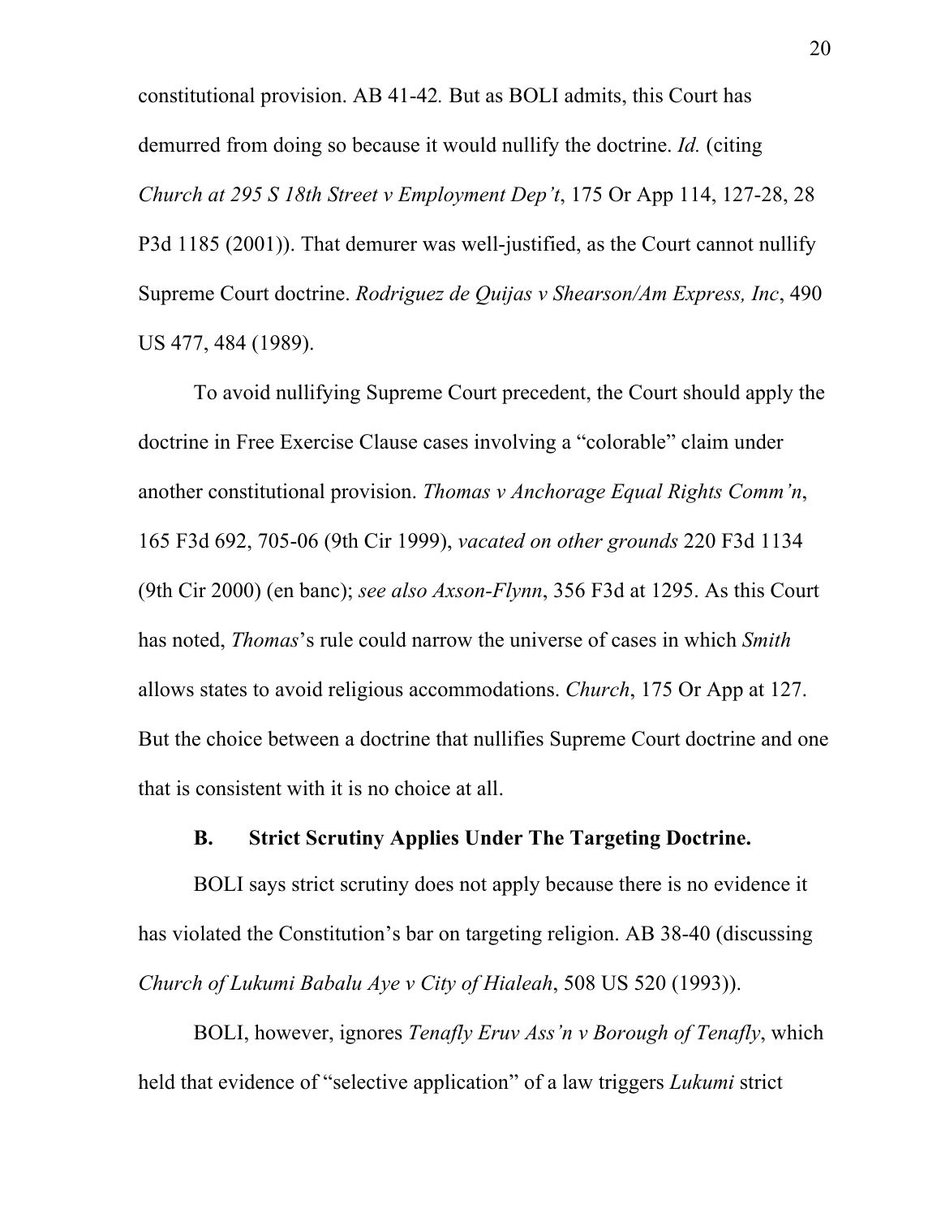constitutional provision. AB 41-42*.* But as BOLI admits, this Court has demurred from doing so because it would nullify the doctrine. *Id.* (citing *Church at 295 S 18th Street v Employment Dep't*, 175 Or App 114, 127-28, 28 P3d 1185 (2001)). That demurer was well-justified, as the Court cannot nullify Supreme Court doctrine. *Rodriguez de Quijas v Shearson/Am Express, Inc*, 490 US 477, 484 (1989).

To avoid nullifying Supreme Court precedent, the Court should apply the doctrine in Free Exercise Clause cases involving a "colorable" claim under another constitutional provision. *Thomas v Anchorage Equal Rights Comm'n*, 165 F3d 692, 705-06 (9th Cir 1999), *vacated on other grounds* 220 F3d 1134 (9th Cir 2000) (en banc); *see also Axson-Flynn*, 356 F3d at 1295. As this Court has noted, *Thomas*'s rule could narrow the universe of cases in which *Smith* allows states to avoid religious accommodations. *Church*, 175 Or App at 127. But the choice between a doctrine that nullifies Supreme Court doctrine and one that is consistent with it is no choice at all.

### B. Strict Scrutiny Applies Under The Targeting Doctrine.

BOLI says strict scrutiny does not apply because there is no evidence it has violated the Constitution's bar on targeting religion. AB 38-40 (discussing *Church of Lukumi Babalu Aye v City of Hialeah*, 508 US 520 (1993)).

BOLI, however, ignores *Tenafly Eruv Ass'n v Borough of Tenafly*, which held that evidence of "selective application" of a law triggers *Lukumi* strict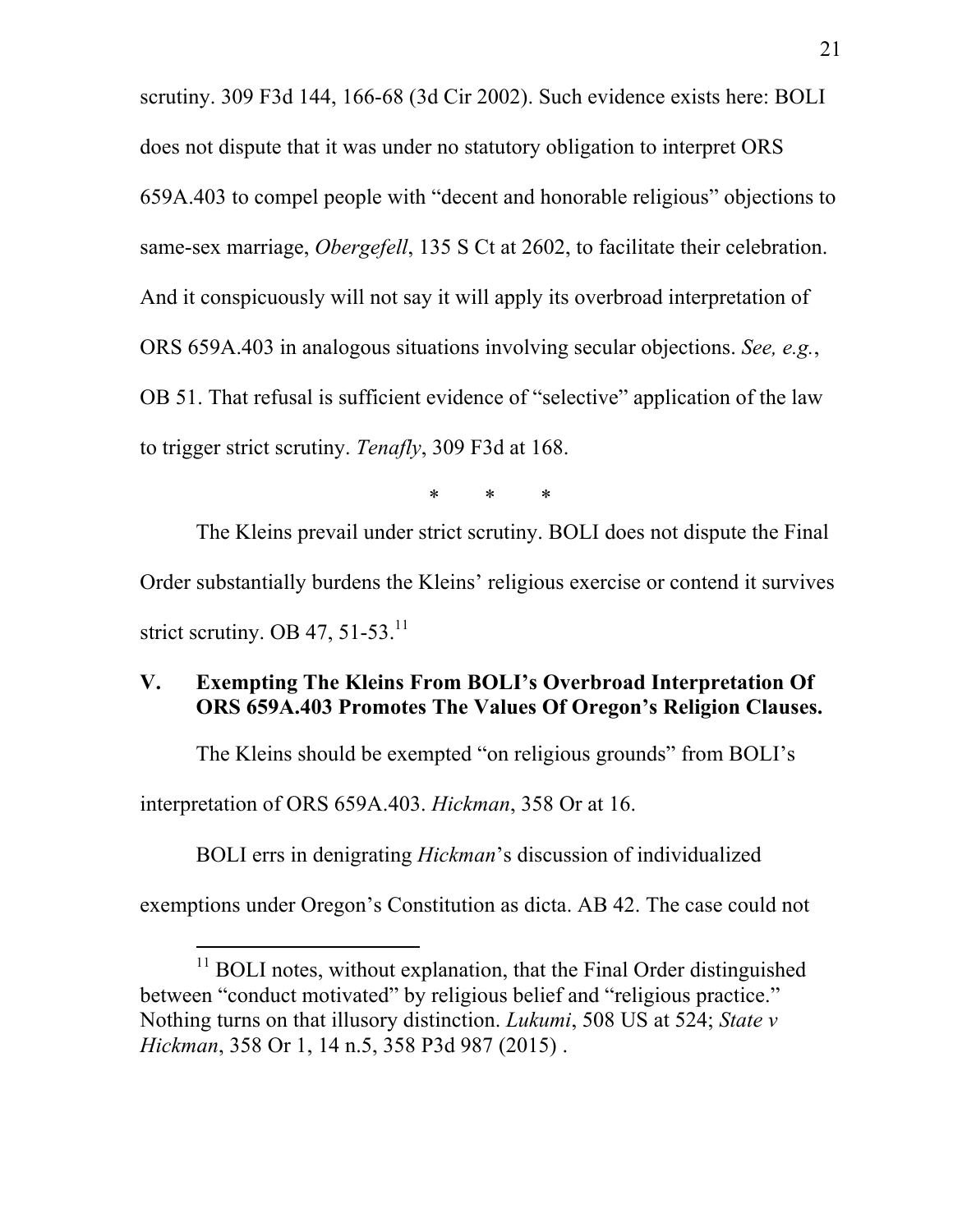scrutiny. 309 F3d 144, 166-68 (3d Cir 2002). Such evidence exists here: BOLI does not dispute that it was under no statutory obligation to interpret ORS 659A.403 to compel people with "decent and honorable religious" objections to same-sex marriage, *Obergefell*, 135 S Ct at 2602, to facilitate their celebration. And it conspicuously will not say it will apply its overbroad interpretation of ORS 659A.403 in analogous situations involving secular objections. *See, e.g.*, OB 51. That refusal is sufficient evidence of "selective" application of the law to trigger strict scrutiny. *Tenafly*, 309 F3d at 168.

\* \* \*

The Kleins prevail under strict scrutiny. BOLI does not dispute the Final Order substantially burdens the Kleins' religious exercise or contend it survives strict scrutiny. OB 47, 51-53.[11]

## V. Exempting The Kleins From BOLI's Overbroad Interpretation Of ORS 659A.403 Promotes The Values Of Oregon's Religion Clauses.

The Kleins should be exempted "on religious grounds" from BOLI's interpretation of ORS 659A.403. *Hickman*, 358 Or at 16.

BOLI errs in denigrating *Hickman*'s discussion of individualized exemptions under Oregon's Constitution as dicta. AB 42. The case could not

[11] BOLI notes, without explanation, that the Final Order distinguished between "conduct motivated" by religious belief and "religious practice." Nothing turns on that illusory distinction. *Lukumi*, 508 US at 524; *State v Hickman*, 358 Or 1, 14 n.5, 358 P3d 987 (2015) .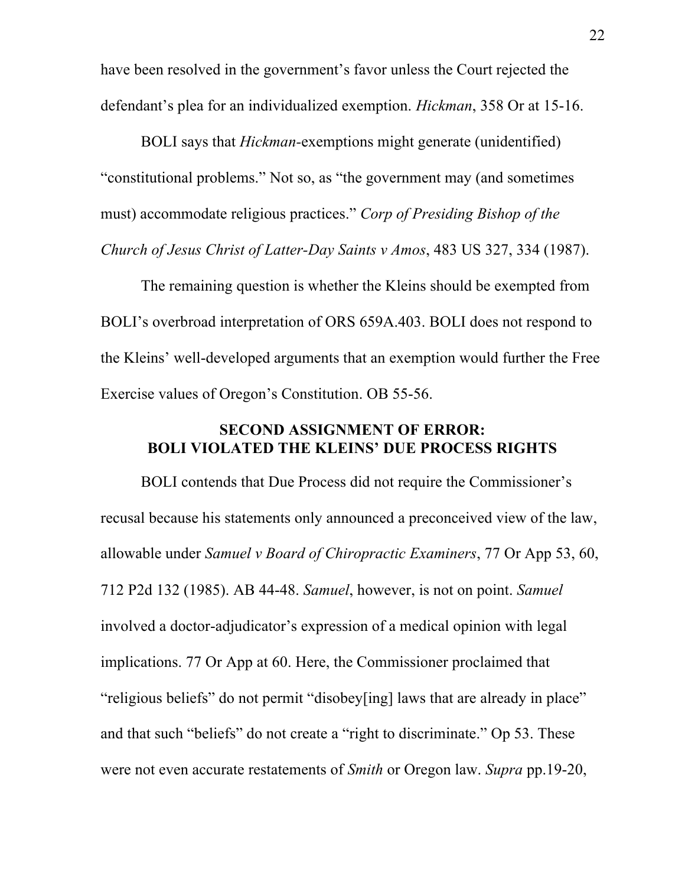have been resolved in the government's favor unless the Court rejected the defendant's plea for an individualized exemption. *Hickman*, 358 Or at 15-16.

BOLI says that *Hickman*-exemptions might generate (unidentified) "constitutional problems." Not so, as "the government may (and sometimes must) accommodate religious practices." *Corp of Presiding Bishop of the Church of Jesus Christ of Latter-Day Saints v Amos*, 483 US 327, 334 (1987).

The remaining question is whether the Kleins should be exempted from BOLI's overbroad interpretation of ORS 659A.403. BOLI does not respond to the Kleins' well-developed arguments that an exemption would further the Free Exercise values of Oregon's Constitution. OB 55-56.

## SECOND ASSIGNMENT OF ERROR: BOLI VIOLATED THE KLEINS' DUE PROCESS RIGHTS

BOLI contends that Due Process did not require the Commissioner's recusal because his statements only announced a preconceived view of the law, allowable under *Samuel v Board of Chiropractic Examiners*, 77 Or App 53, 60, 712 P2d 132 (1985). AB 44-48. *Samuel*, however, is not on point. *Samuel* involved a doctor-adjudicator's expression of a medical opinion with legal implications. 77 Or App at 60. Here, the Commissioner proclaimed that "religious beliefs" do not permit "disobey[ing] laws that are already in place" and that such "beliefs" do not create a "right to discriminate." Op 53. These were not even accurate restatements of *Smith* or Oregon law. *Supra* pp.19-20,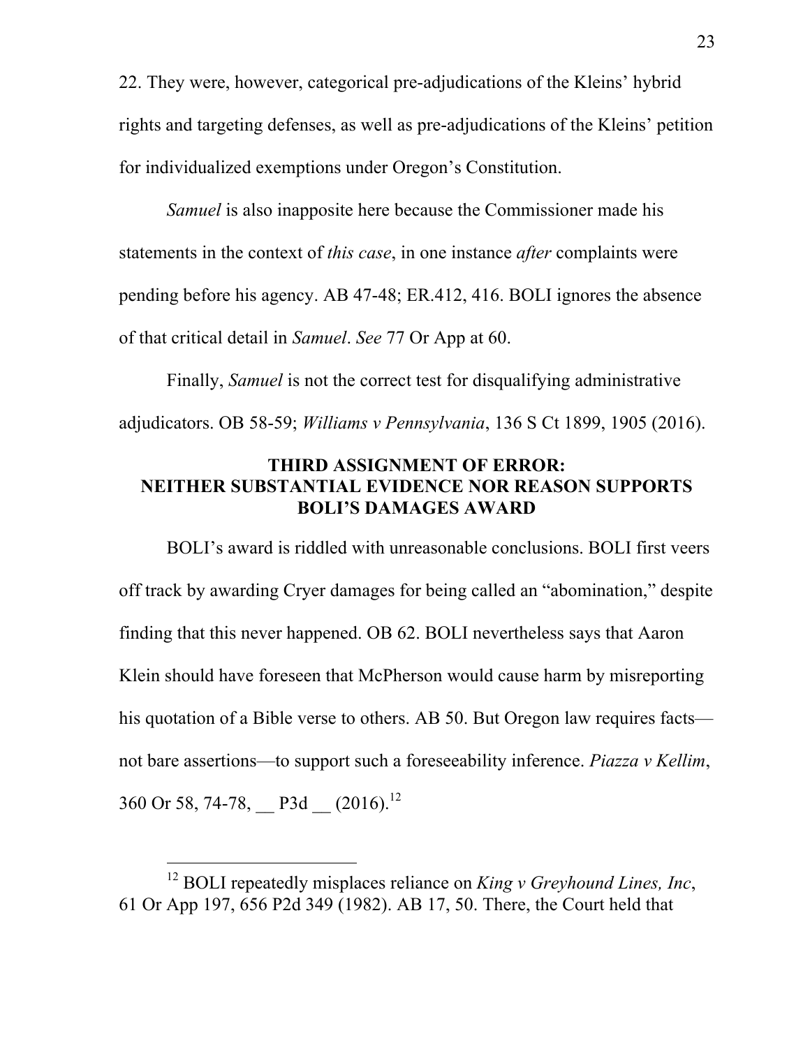22. They were, however, categorical pre-adjudications of the Kleins' hybrid rights and targeting defenses, as well as pre-adjudications of the Kleins' petition for individualized exemptions under Oregon's Constitution.

*Samuel* is also inapposite here because the Commissioner made his statements in the context of *this case*, in one instance *after* complaints were pending before his agency. AB 47-48; ER.412, 416. BOLI ignores the absence of that critical detail in *Samuel*. *See* 77 Or App at 60.

Finally, *Samuel* is not the correct test for disqualifying administrative adjudicators. OB 58-59; *Williams v Pennsylvania*, 136 S Ct 1899, 1905 (2016).

## THIRD ASSIGNMENT OF ERROR: NEITHER SUBSTANTIAL EVIDENCE NOR REASON SUPPORTS BOLI'S DAMAGES AWARD

BOLI's award is riddled with unreasonable conclusions. BOLI first veers off track by awarding Cryer damages for being called an "abomination," despite finding that this never happened. OB 62. BOLI nevertheless says that Aaron Klein should have foreseen that McPherson would cause harm by misreporting his quotation of a Bible verse to others. AB 50. But Oregon law requires facts—not bare assertions—to support such a foreseeability inference. *Piazza v Kellim*, 360 Or 58, 74-78, __ P3d __ (2016).[12]

[12] BOLI repeatedly misplaces reliance on *King v Greyhound Lines, Inc*, 61 Or App 197, 656 P2d 349 (1982). AB 17, 50. There, the Court held that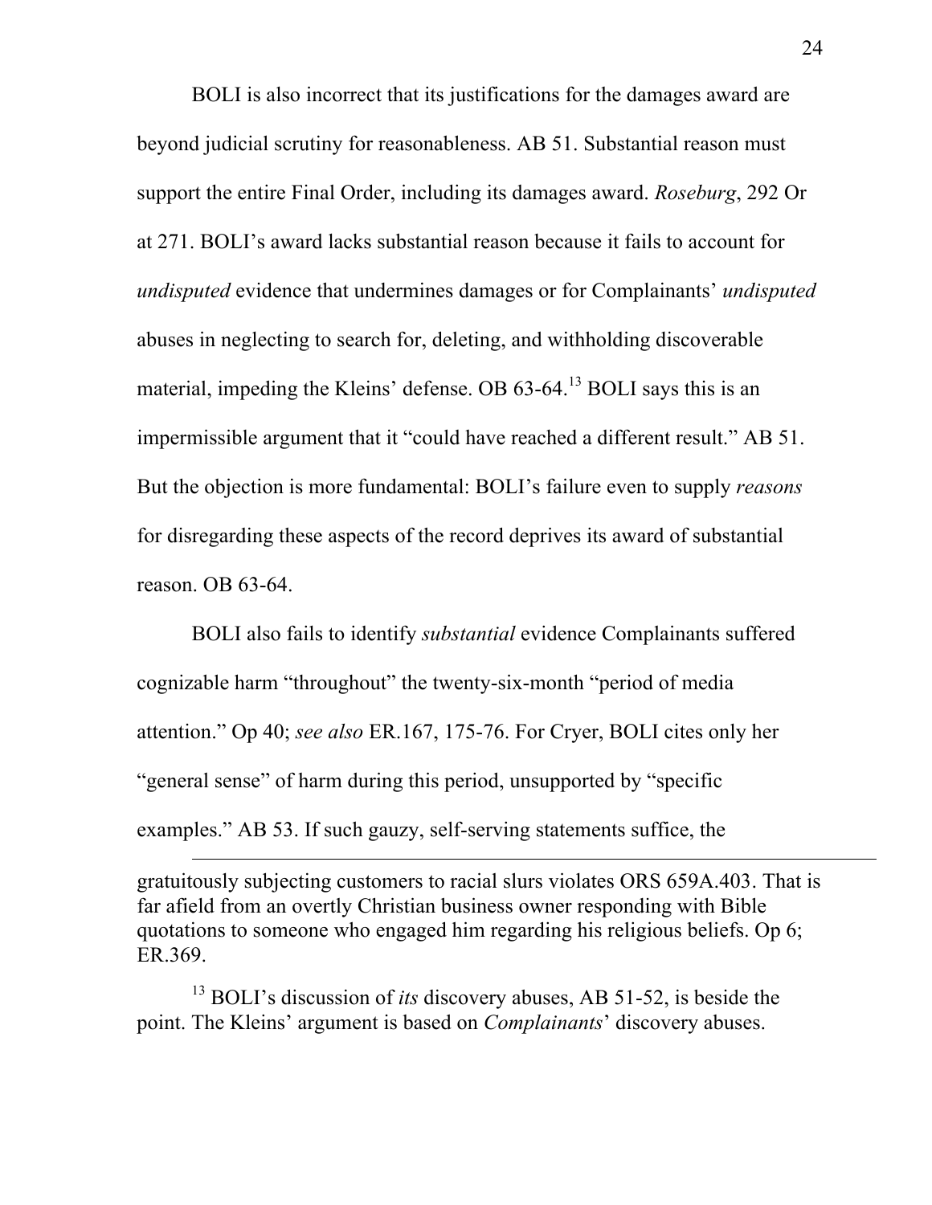BOLI is also incorrect that its justifications for the damages award are beyond judicial scrutiny for reasonableness. AB 51. Substantial reason must support the entire Final Order, including its damages award. *Roseburg*, 292 Or at 271. BOLI's award lacks substantial reason because it fails to account for *undisputed* evidence that undermines damages or for Complainants' *undisputed* abuses in neglecting to search for, deleting, and withholding discoverable material, impeding the Kleins' defense. OB 63-64.[13] BOLI says this is an impermissible argument that it "could have reached a different result." AB 51. But the objection is more fundamental: BOLI's failure even to supply *reasons* for disregarding these aspects of the record deprives its award of substantial reason. OB 63-64.

BOLI also fails to identify *substantial* evidence Complainants suffered cognizable harm "throughout" the twenty-six-month "period of media attention." Op 40; *see also* ER.167, 175-76. For Cryer, BOLI cites only her "general sense" of harm during this period, unsupported by "specific examples." AB 53. If such gauzy, self-serving statements suffice, the

---

gratuitously subjecting customers to racial slurs violates ORS 659A.403. That is far afield from an overtly Christian business owner responding with Bible quotations to someone who engaged him regarding his religious beliefs. Op 6; ER.369.

[13] BOLI's discussion of *its* discovery abuses, AB 51-52, is beside the point. The Kleins' argument is based on *Complainants*' discovery abuses.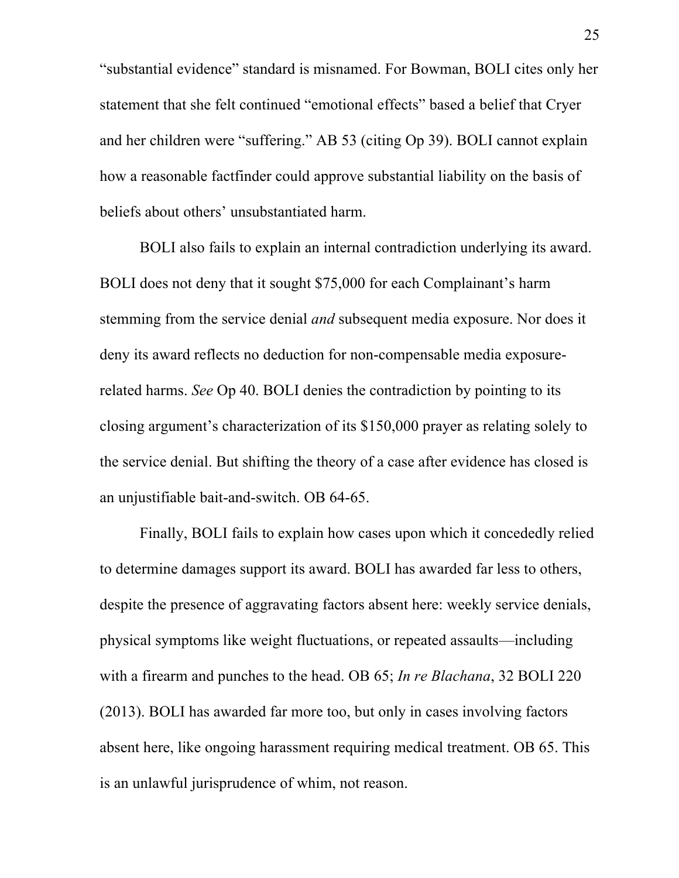"substantial evidence" standard is misnamed. For Bowman, BOLI cites only her statement that she felt continued "emotional effects" based a belief that Cryer and her children were "suffering." AB 53 (citing Op 39). BOLI cannot explain how a reasonable factfinder could approve substantial liability on the basis of beliefs about others' unsubstantiated harm.

BOLI also fails to explain an internal contradiction underlying its award. BOLI does not deny that it sought $75,000 for each Complainant's harm stemming from the service denial *and* subsequent media exposure. Nor does it deny its award reflects no deduction for non-compensable media exposure-related harms. *See* Op 40. BOLI denies the contradiction by pointing to its closing argument's characterization of its $150,000 prayer as relating solely to the service denial. But shifting the theory of a case after evidence has closed is an unjustifiable bait-and-switch. OB 64-65.

Finally, BOLI fails to explain how cases upon which it concededly relied to determine damages support its award. BOLI has awarded far less to others, despite the presence of aggravating factors absent here: weekly service denials, physical symptoms like weight fluctuations, or repeated assaults—including with a firearm and punches to the head. OB 65; *In re Blachana*, 32 BOLI 220 (2013). BOLI has awarded far more too, but only in cases involving factors absent here, like ongoing harassment requiring medical treatment. OB 65. This is an unlawful jurisprudence of whim, not reason.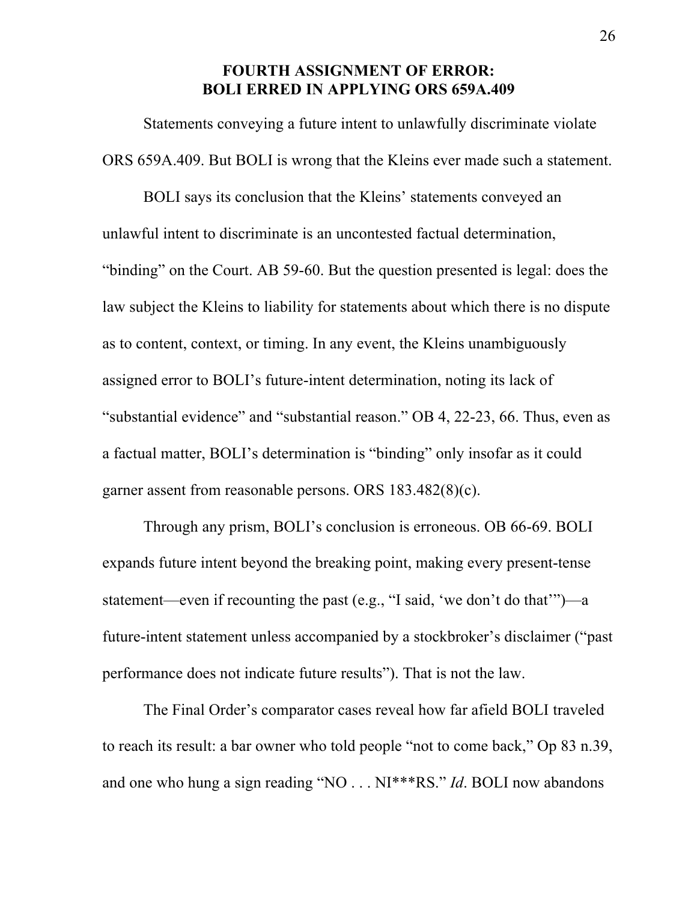## FOURTH ASSIGNMENT OF ERROR: BOLI ERRED IN APPLYING ORS 659A.409

Statements conveying a future intent to unlawfully discriminate violate ORS 659A.409. But BOLI is wrong that the Kleins ever made such a statement.

BOLI says its conclusion that the Kleins' statements conveyed an unlawful intent to discriminate is an uncontested factual determination, "binding" on the Court. AB 59-60. But the question presented is legal: does the law subject the Kleins to liability for statements about which there is no dispute as to content, context, or timing. In any event, the Kleins unambiguously assigned error to BOLI's future-intent determination, noting its lack of "substantial evidence" and "substantial reason." OB 4, 22-23, 66. Thus, even as a factual matter, BOLI's determination is "binding" only insofar as it could garner assent from reasonable persons. ORS 183.482(8)(c).

Through any prism, BOLI's conclusion is erroneous. OB 66-69. BOLI expands future intent beyond the breaking point, making every present-tense statement—even if recounting the past (e.g., "I said, 'we don't do that'")—a future-intent statement unless accompanied by a stockbroker's disclaimer ("past performance does not indicate future results"). That is not the law.

The Final Order's comparator cases reveal how far afield BOLI traveled to reach its result: a bar owner who told people "not to come back," Op 83 n.39, and one who hung a sign reading "NO . . . NI***RS." *Id*. BOLI now abandons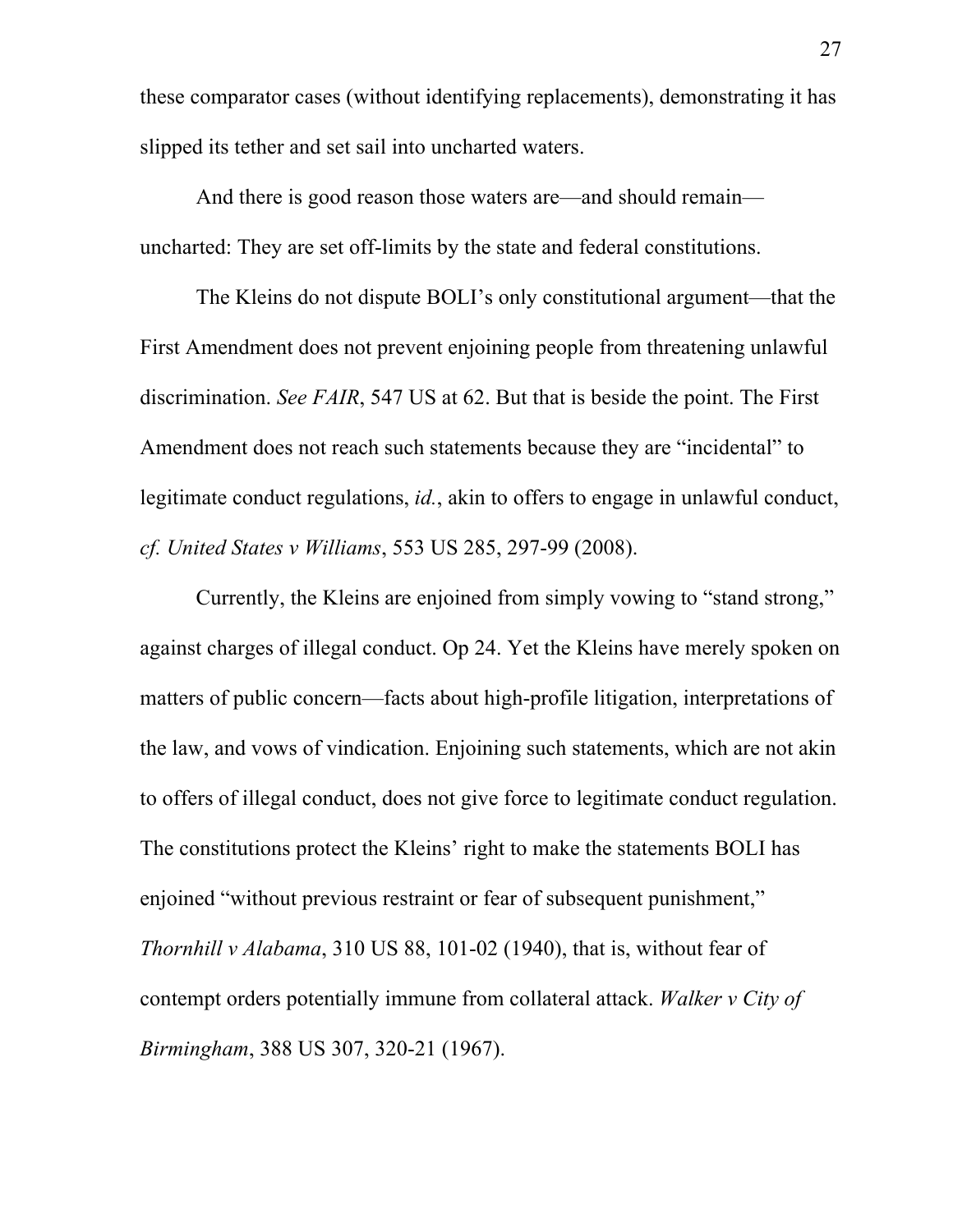these comparator cases (without identifying replacements), demonstrating it has slipped its tether and set sail into uncharted waters.

And there is good reason those waters are—and should remain—uncharted: They are set off-limits by the state and federal constitutions.

The Kleins do not dispute BOLI's only constitutional argument—that the First Amendment does not prevent enjoining people from threatening unlawful discrimination. *See FAIR*, 547 US at 62. But that is beside the point. The First Amendment does not reach such statements because they are "incidental" to legitimate conduct regulations, *id.*, akin to offers to engage in unlawful conduct, *cf. United States v Williams*, 553 US 285, 297-99 (2008).

Currently, the Kleins are enjoined from simply vowing to "stand strong," against charges of illegal conduct. Op 24. Yet the Kleins have merely spoken on matters of public concern—facts about high-profile litigation, interpretations of the law, and vows of vindication. Enjoining such statements, which are not akin to offers of illegal conduct, does not give force to legitimate conduct regulation. The constitutions protect the Kleins' right to make the statements BOLI has enjoined "without previous restraint or fear of subsequent punishment," *Thornhill v Alabama*, 310 US 88, 101-02 (1940), that is, without fear of contempt orders potentially immune from collateral attack. *Walker v City of Birmingham*, 388 US 307, 320-21 (1967).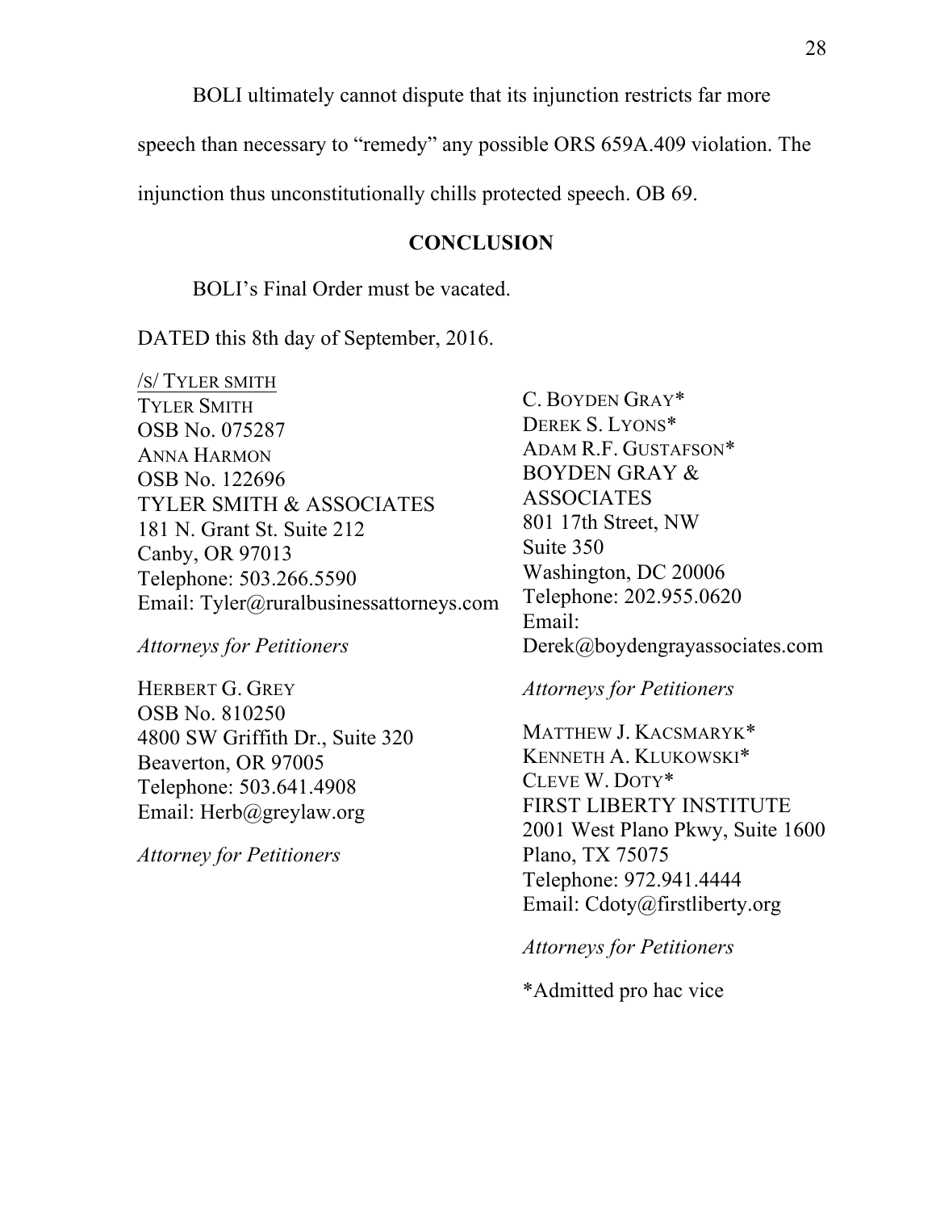BOLI ultimately cannot dispute that its injunction restricts far more speech than necessary to "remedy" any possible ORS 659A.409 violation. The injunction thus unconstitutionally chills protected speech. OB 69.

## CONCLUSION

BOLI's Final Order must be vacated.

DATED this 8th day of September, 2016.

/S/ TYLER SMITH
TYLER SMITH
OSB No. 075287
ANNA HARMON
OSB No. 122696
TYLER SMITH & ASSOCIATES
181 N. Grant St. Suite 212
Canby, OR 97013
Telephone: 503.266.5590
Email: Tyler@ruralbusinessattorneys.com

*Attorneys for Petitioners*

HERBERT G. GREY
OSB No. 810250
4800 SW Griffith Dr., Suite 320
Beaverton, OR 97005
Telephone: 503.641.4908
Email: Herb@greylaw.org

*Attorney for Petitioners*

C. BOYDEN GRAY*
DEREK S. LYONS*
ADAM R.F. GUSTAFSON*
BOYDEN GRAY & ASSOCIATES
801 17th Street, NW
Suite 350
Washington, DC 20006
Telephone: 202.955.0620
Email:
Derek@boydengrayassociates.com

*Attorneys for Petitioners*

MATTHEW J. KACSMARYK*
KENNETH A. KLUKOWSKI*
CLEVE W. DOTY*
FIRST LIBERTY INSTITUTE
2001 West Plano Pkwy, Suite 1600
Plano, TX 75075
Telephone: 972.941.4444
Email: Cdoty@firstliberty.org

*Attorneys for Petitioners*

*Admitted pro hac vice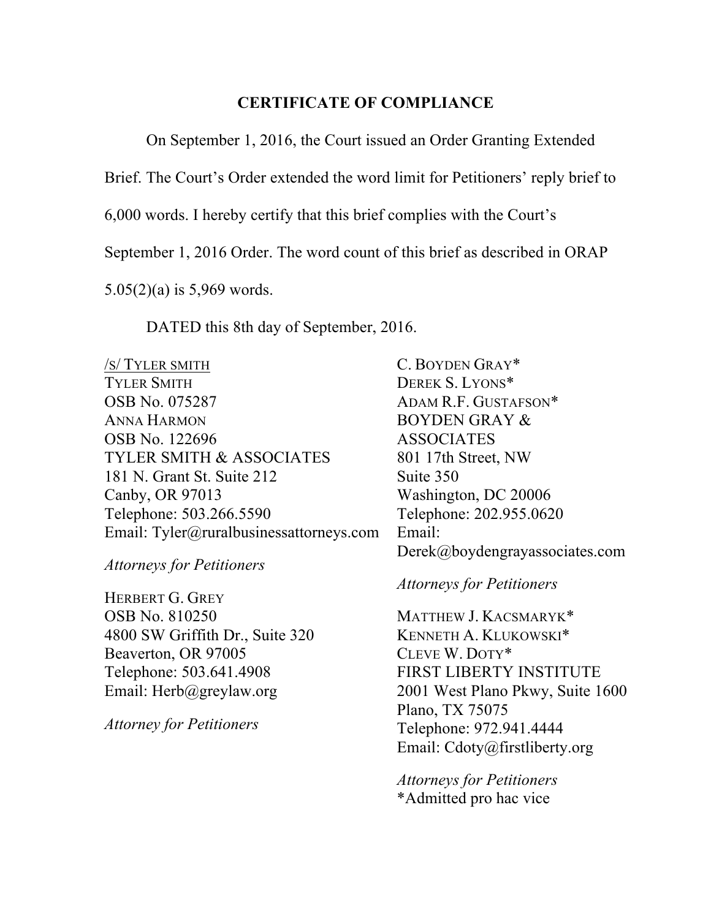# CERTIFICATE OF COMPLIANCE

On September 1, 2016, the Court issued an Order Granting Extended Brief. The Court's Order extended the word limit for Petitioners' reply brief to 6,000 words. I hereby certify that this brief complies with the Court's September 1, 2016 Order. The word count of this brief as described in ORAP 5.05(2)(a) is 5,969 words.

DATED this 8th day of September, 2016.

/S/ TYLER SMITH
TYLER SMITH
OSB No. 075287
ANNA HARMON
OSB No. 122696
TYLER SMITH & ASSOCIATES
181 N. Grant St. Suite 212
Canby, OR 97013
Telephone: 503.266.5590
Email: Tyler@ruralbusinessattorneys.com

*Attorneys for Petitioners*

HERBERT G. GREY
OSB No. 810250
4800 SW Griffith Dr., Suite 320
Beaverton, OR 97005
Telephone: 503.641.4908
Email: Herb@greylaw.org

*Attorney for Petitioners*

C. BOYDEN GRAY*
DEREK S. LYONS*
ADAM R.F. GUSTAFSON*
BOYDEN GRAY & ASSOCIATES
801 17th Street, NW
Suite 350
Washington, DC 20006
Telephone: 202.955.0620
Email: Derek@boydengrayassociates.com

*Attorneys for Petitioners*

MATTHEW J. KACSMARYK*
KENNETH A. KLUKOWSKI*
CLEVE W. DOTY*
FIRST LIBERTY INSTITUTE
2001 West Plano Pkwy, Suite 1600
Plano, TX 75075
Telephone: 972.941.4444
Email: Cdoty@firstliberty.org

*Attorneys for Petitioners*
*Admitted pro hac vice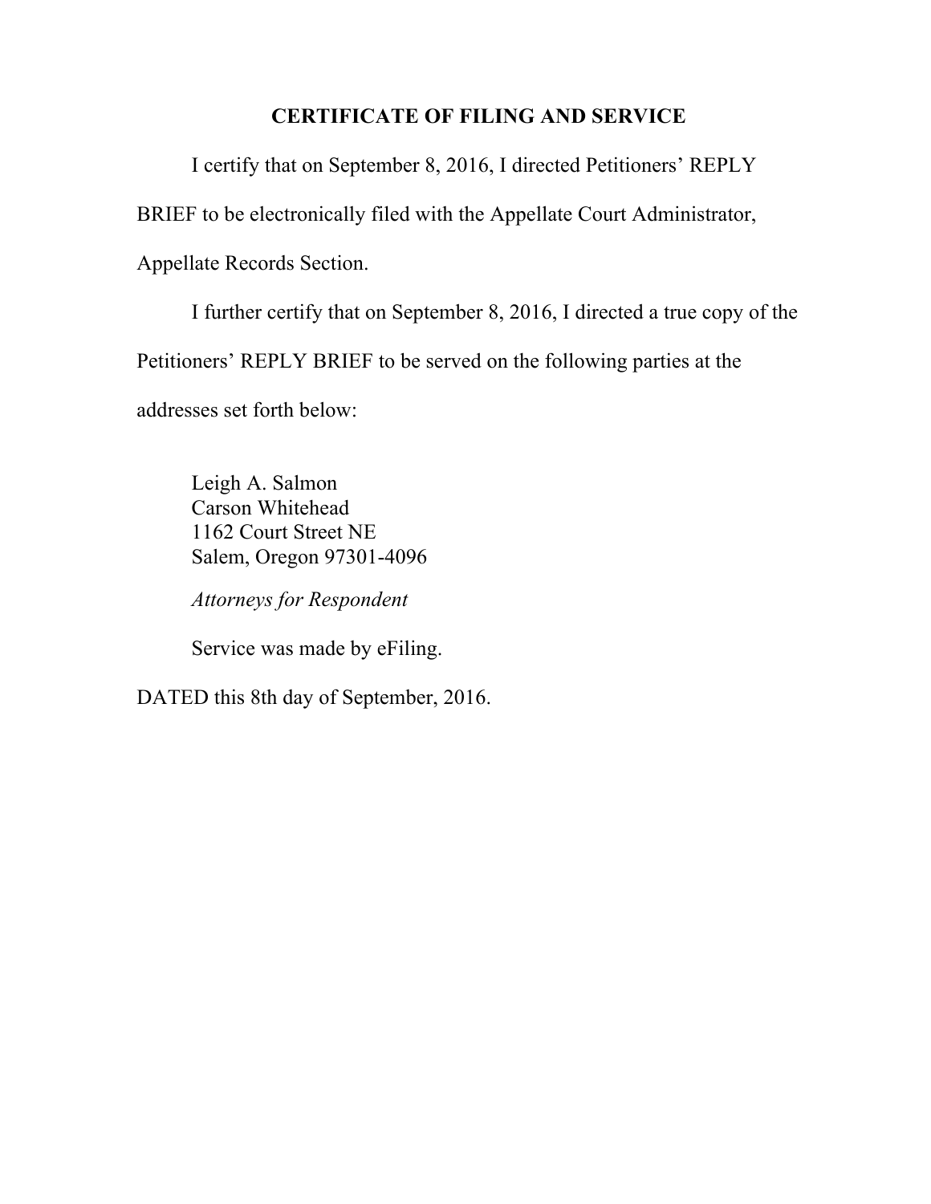## CERTIFICATE OF FILING AND SERVICE

I certify that on September 8, 2016, I directed Petitioners' REPLY BRIEF to be electronically filed with the Appellate Court Administrator, Appellate Records Section.

I further certify that on September 8, 2016, I directed a true copy of the Petitioners' REPLY BRIEF to be served on the following parties at the addresses set forth below:

Leigh A. Salmon
Carson Whitehead
1162 Court Street NE
Salem, Oregon 97301-4096

*Attorneys for Respondent*

Service was made by eFiling.

DATED this 8th day of September, 2016.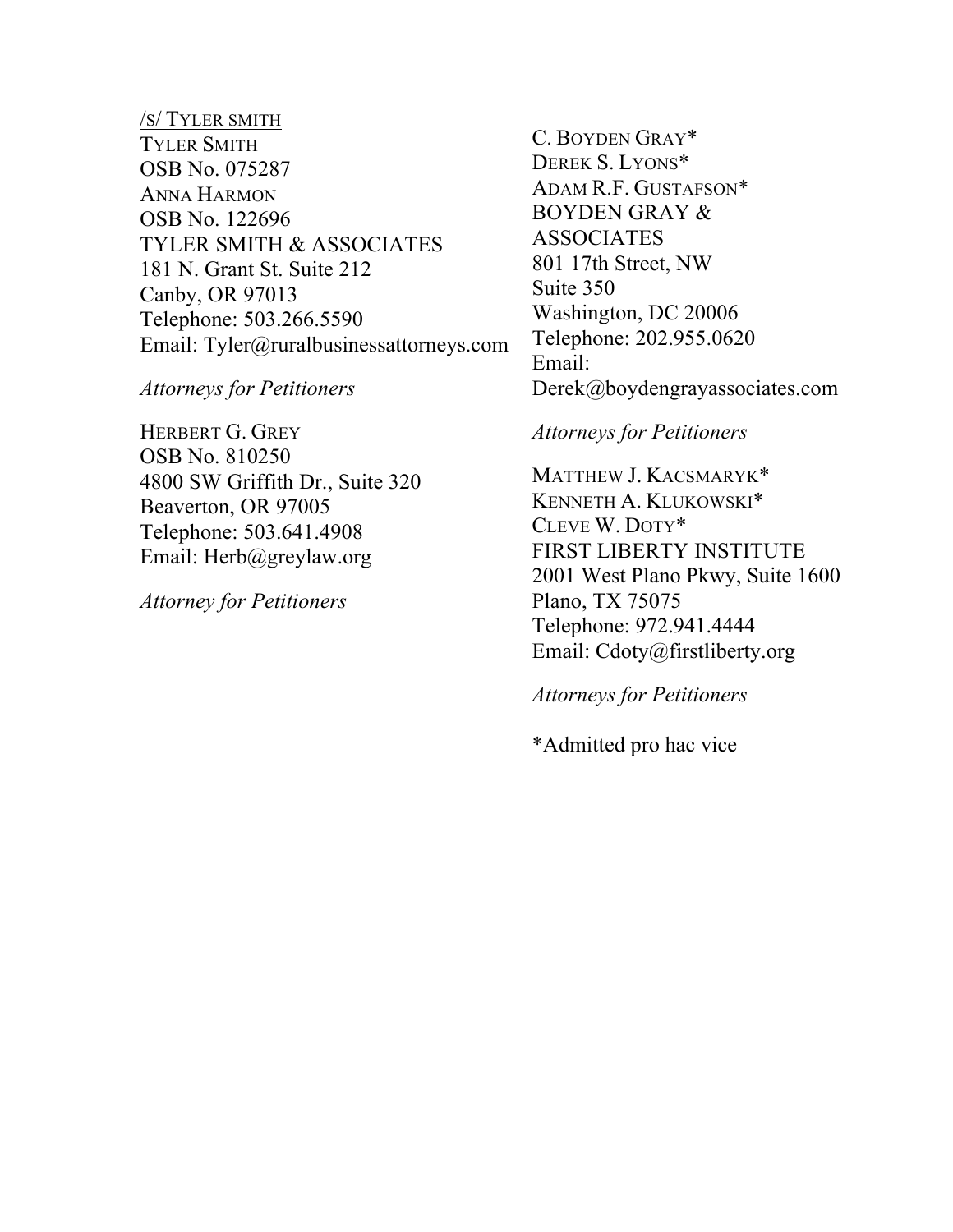/S/ TYLER SMITH
TYLER SMITH
OSB No. 075287
ANNA HARMON
OSB No. 122696
TYLER SMITH & ASSOCIATES
181 N. Grant St. Suite 212
Canby, OR 97013
Telephone: 503.266.5590
Email: Tyler@ruralbusinessattorneys.com

*Attorneys for Petitioners*

HERBERT G. GREY
OSB No. 810250
4800 SW Griffith Dr., Suite 320
Beaverton, OR 97005
Telephone: 503.641.4908
Email: Herb@greylaw.org

*Attorney for Petitioners*

C. BOYDEN GRAY*
DEREK S. LYONS*
ADAM R.F. GUSTAFSON*
BOYDEN GRAY & ASSOCIATES
801 17th Street, NW
Suite 350
Washington, DC 20006
Telephone: 202.955.0620
Email:
Derek@boydengrayassociates.com

*Attorneys for Petitioners*

MATTHEW J. KACSMARYK*
KENNETH A. KLUKOWSKI*
CLEVE W. DOTY*
FIRST LIBERTY INSTITUTE
2001 West Plano Pkwy, Suite 1600
Plano, TX 75075
Telephone: 972.941.4444
Email: Cdoty@firstliberty.org

*Attorneys for Petitioners*

*Admitted pro hac vice